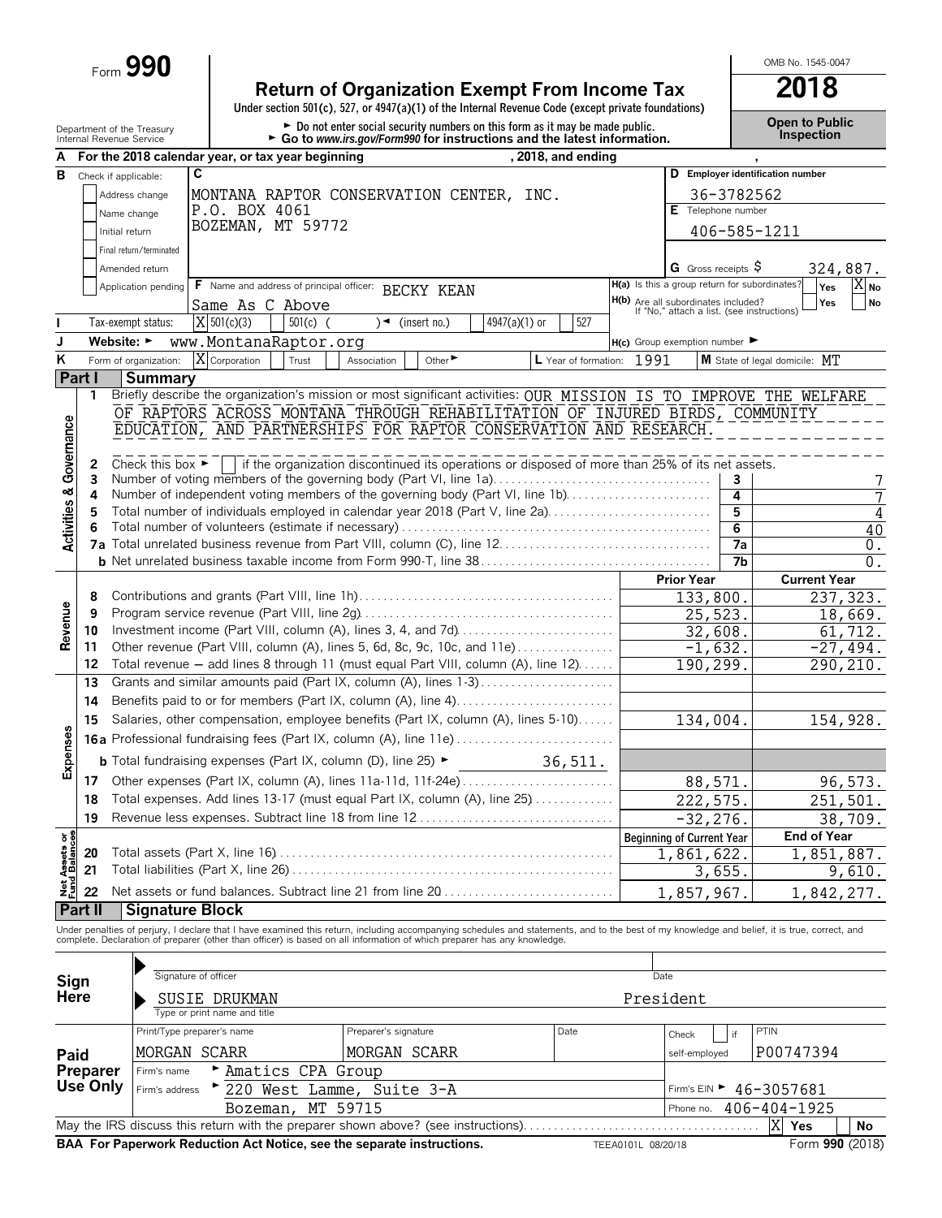Form **990**

# Return of Organization Exempt From Income Tax

**2018**

Under section 501(c), 527, or 4947(a)(1) of the Internal Revenue Code (except private foundations)

► Do not enter social security numbers on this form as it may be made public.
► Go to www.irs.gov/Form990 for instructions and the latest information.

Department of the Treasury
Internal Revenue Service

OMB No. 1545-0047

**Open to Public Inspection**

**A** For the 2018 calendar year, or tax year beginning , 2018, and ending ,

**B** Check if applicable:
- Address change
- Name change
- Initial return
- Final return/terminated
- Amended return
- Application pending

**C** MONTANA RAPTOR CONSERVATION CENTER, INC.
P.O. BOX 4061
BOZEMAN, MT 59772

**D** Employer identification number: 36-3782562

**E** Telephone number: 406-585-1211

**G** Gross receipts $ 324,887.

**F** Name and address of principal officer: BECKY KEAN
Same As C Above

**H(a)** Is this a group return for subordinates? Yes [ ] No [X]

**H(b)** Are all subordinates included? Yes [ ] No [ ]
If "No," attach a list. (see instructions)

**I** Tax-exempt status: [X] 501(c)(3) [ ] 501(c) ( ) ◄ (insert no.) [ ] 4947(a)(1) or [ ] 527

**J** Website: ► www.MontanaRaptor.org

**H(c)** Group exemption number ►

**K** Form of organization: [X] Corporation [ ] Trust [ ] Association [ ] Other ►

**L** Year of formation: 1991 **M** State of legal domicile: MT

## Part I Summary

**Activities & Governance**

1 Briefly describe the organization's mission or most significant activities: OUR MISSION IS TO IMPROVE THE WELFARE OF RAPTORS ACROSS MONTANA THROUGH REHABILITATION OF INJURED BIRDS, COMMUNITY EDUCATION, AND PARTNERSHIPS FOR RAPTOR CONSERVATION AND RESEARCH.

2 Check this box ► [ ] if the organization discontinued its operations or disposed of more than 25% of its net assets.

| | | | |
|---|---|---|---|
| 3 | Number of voting members of the governing body (Part VI, line 1a) | 3 | 7 |
| 4 | Number of independent voting members of the governing body (Part VI, line 1b) | 4 | 7 |
| 5 | Total number of individuals employed in calendar year 2018 (Part V, line 2a) | 5 | 4 |
| 6 | Total number of volunteers (estimate if necessary) | 6 | 40 |
| 7a | Total unrelated business revenue from Part VIII, column (C), line 12 | 7a | 0. |
| b | Net unrelated business taxable income from Form 990-T, line 38 | 7b | 0. |

| | | | Prior Year | Current Year |
|---|---|---|---|---|
| **Revenue** | 8 | Contributions and grants (Part VIII, line 1h) | 133,800. | 237,323. |
| | 9 | Program service revenue (Part VIII, line 2g) | 25,523. | 18,669. |
| | 10 | Investment income (Part VIII, column (A), lines 3, 4, and 7d) | 32,608. | 61,712. |
| | 11 | Other revenue (Part VIII, column (A), lines 5, 6d, 8c, 9c, 10c, and 11e) | -1,632. | -27,494. |
| | 12 | Total revenue — add lines 8 through 11 (must equal Part VIII, column (A), line 12) | 190,299. | 290,210. |
| **Expenses** | 13 | Grants and similar amounts paid (Part IX, column (A), lines 1-3) | | |
| | 14 | Benefits paid to or for members (Part IX, column (A), line 4) | | |
| | 15 | Salaries, other compensation, employee benefits (Part IX, column (A), lines 5-10) | 134,004. | 154,928. |
| | 16a | Professional fundraising fees (Part IX, column (A), line 11e) | | |
| | b | Total fundraising expenses (Part IX, column (D), line 25) ► 36,511. | | |
| | 17 | Other expenses (Part IX, column (A), lines 11a-11d, 11f-24e) | 88,571. | 96,573. |
| | 18 | Total expenses. Add lines 13-17 (must equal Part IX, column (A), line 25) | 222,575. | 251,501. |
| | 19 | Revenue less expenses. Subtract line 18 from line 12 | -32,276. | 38,709. |

| | | | Beginning of Current Year | End of Year |
|---|---|---|---|---|
| **Net Assets or Fund Balances** | 20 | Total assets (Part X, line 16) | 1,861,622. | 1,851,887. |
| | 21 | Total liabilities (Part X, line 26) | 3,655. | 9,610. |
| | 22 | Net assets or fund balances. Subtract line 21 from line 20 | 1,857,967. | 1,842,277. |

## Part II Signature Block

Under penalties of perjury, I declare that I have examined this return, including accompanying schedules and statements, and to the best of my knowledge and belief, it is true, correct, and complete. Declaration of preparer (other than officer) is based on all information of which preparer has any knowledge.

**Sign Here**

Signature of officer — Date

SUSIE DRUKMAN — President
Type or print name and title

**Paid Preparer Use Only**

| Print/Type preparer's name | Preparer's signature | Date | Check [ ] if self-employed | PTIN |
|---|---|---|---|---|
| MORGAN SCARR | MORGAN SCARR | | | P00747394 |

Firm's name ► Amatics CPA Group

Firm's address ► 220 West Lamme, Suite 3-A, Bozeman, MT 59715

Firm's EIN ► 46-3057681

Phone no. 406-404-1925

May the IRS discuss this return with the preparer shown above? (see instructions) [X] Yes [ ] No

**BAA For Paperwork Reduction Act Notice, see the separate instructions.** TEEA0101L 08/20/18 Form **990** (2018)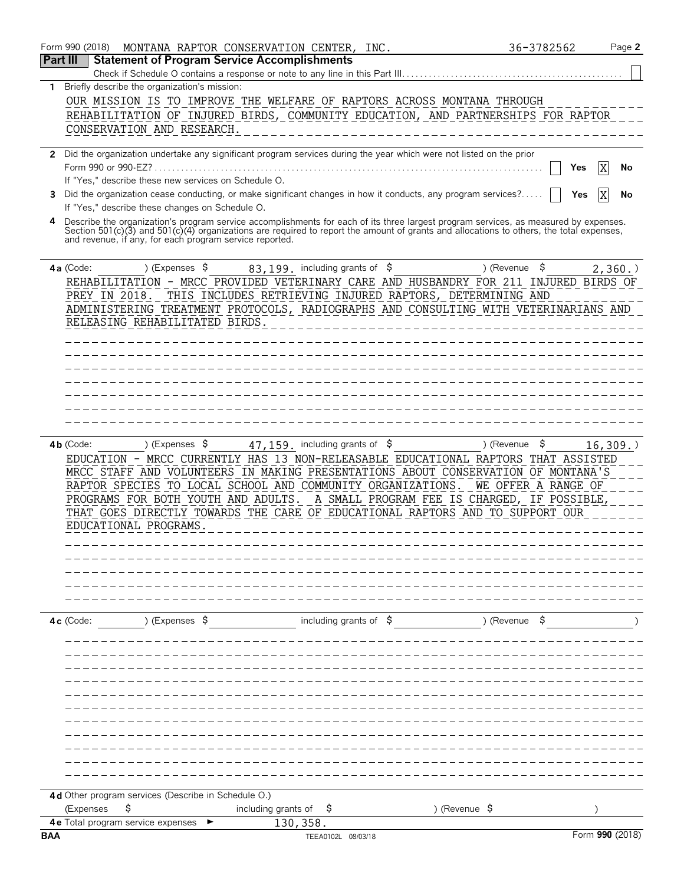Form 990 (2018) MONTANA RAPTOR CONSERVATION CENTER, INC. 36-3782562 Page **2**

## Part III Statement of Program Service Accomplishments

Check if Schedule O contains a response or note to any line in this Part III . . . . . . ☐

**1** Briefly describe the organization's mission:

OUR MISSION IS TO IMPROVE THE WELFARE OF RAPTORS ACROSS MONTANA THROUGH REHABILITATION OF INJURED BIRDS, COMMUNITY EDUCATION, AND PARTNERSHIPS FOR RAPTOR CONSERVATION AND RESEARCH.

**2** Did the organization undertake any significant program services during the year which were not listed on the prior Form 990 or 990-EZ? . . . . . . ☐ **Yes** ☒ **No**

If "Yes," describe these new services on Schedule O.

**3** Did the organization cease conducting, or make significant changes in how it conducts, any program services? . . . . . ☐ **Yes** ☒ **No**

If "Yes," describe these changes on Schedule O.

**4** Describe the organization's program service accomplishments for each of its three largest program services, as measured by expenses. Section 501(c)(3) and 501(c)(4) organizations are required to report the amount of grants and allocations to others, the total expenses, and revenue, if any, for each program service reported.

**4a** (Code: ) (Expenses $ 83,199. including grants of $ ) (Revenue $ 2,360.)

REHABILITATION - MRCC PROVIDED VETERINARY CARE AND HUSBANDRY FOR 211 INJURED BIRDS OF PREY IN 2018. THIS INCLUDES RETRIEVING INJURED RAPTORS, DETERMINING AND ADMINISTERING TREATMENT PROTOCOLS, RADIOGRAPHS AND CONSULTING WITH VETERINARIANS AND RELEASING REHABILITATED BIRDS.

**4b** (Code: ) (Expenses $ 47,159. including grants of $ ) (Revenue $ 16,309.)

EDUCATION - MRCC CURRENTLY HAS 13 NON-RELEASABLE EDUCATIONAL RAPTORS THAT ASSISTED MRCC STAFF AND VOLUNTEERS IN MAKING PRESENTATIONS ABOUT CONSERVATION OF MONTANA'S RAPTOR SPECIES TO LOCAL SCHOOL AND COMMUNITY ORGANIZATIONS. WE OFFER A RANGE OF PROGRAMS FOR BOTH YOUTH AND ADULTS. A SMALL PROGRAM FEE IS CHARGED, IF POSSIBLE, THAT GOES DIRECTLY TOWARDS THE CARE OF EDUCATIONAL RAPTORS AND TO SUPPORT OUR EDUCATIONAL PROGRAMS.

**4c** (Code: ) (Expenses $ including grants of $ ) (Revenue $ )

**4d** Other program services (Describe in Schedule O.)

(Expenses $ including grants of $ ) (Revenue $ )

**4e** Total program service expenses ► 130,358.

**BAA** TEEA0102L 08/03/18 Form **990** (2018)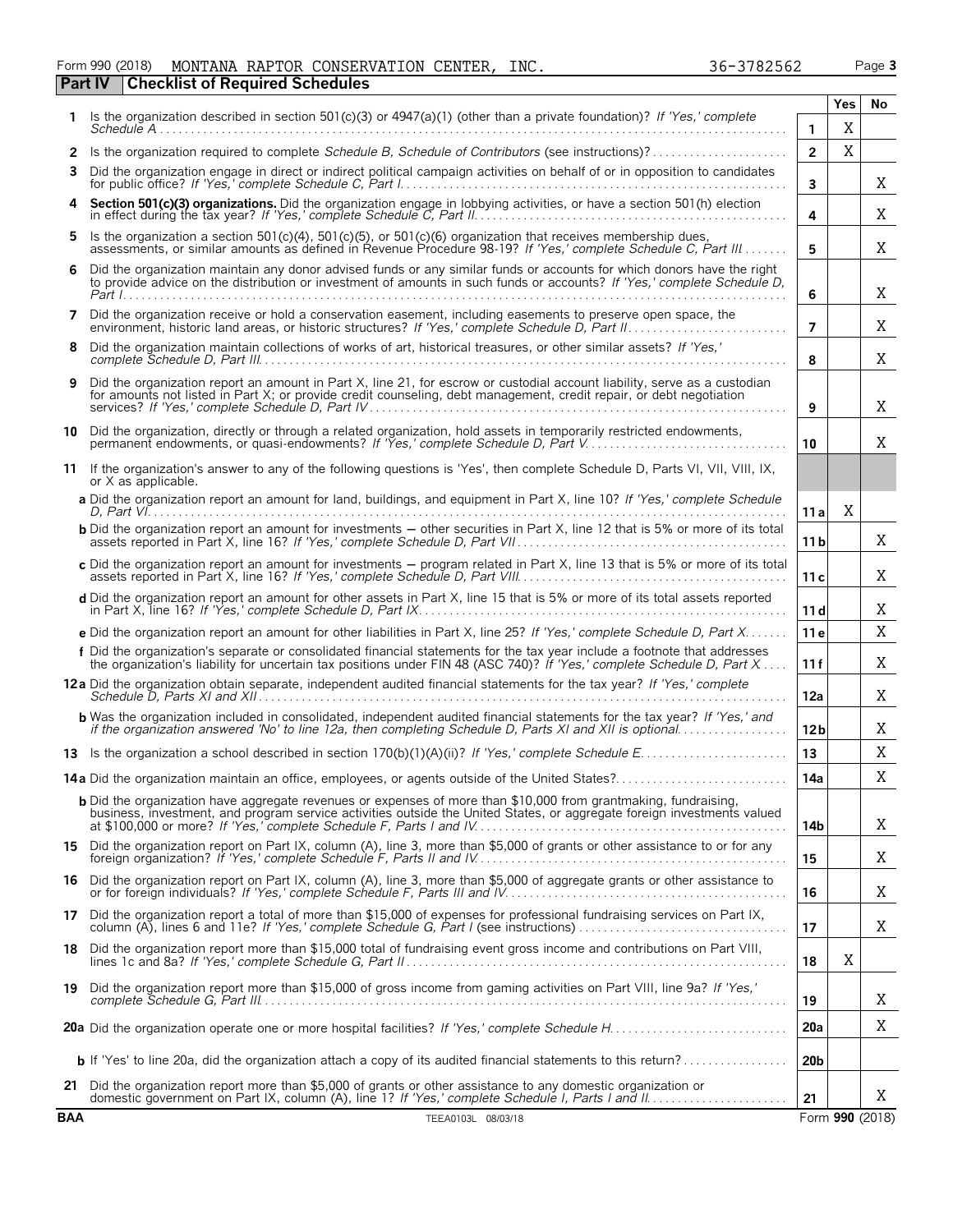Form 990 (2018) MONTANA RAPTOR CONSERVATION CENTER, INC. 36-3782562 Page 3

## Part IV Checklist of Required Schedules

| | | | Yes | No |
|---|---|---|---|---|
| 1 | Is the organization described in section 501(c)(3) or 4947(a)(1) (other than a private foundation)? *If 'Yes,' complete Schedule A* | 1 | X | |
| 2 | Is the organization required to complete *Schedule B, Schedule of Contributors* (see instructions)? | 2 | X | |
| 3 | Did the organization engage in direct or indirect political campaign activities on behalf of or in opposition to candidates for public office? *If 'Yes,' complete Schedule C, Part I* | 3 | | X |
| 4 | **Section 501(c)(3) organizations.** Did the organization engage in lobbying activities, or have a section 501(h) election in effect during the tax year? *If 'Yes,' complete Schedule C, Part II* | 4 | | X |
| 5 | Is the organization a section 501(c)(4), 501(c)(5), or 501(c)(6) organization that receives membership dues, assessments, or similar amounts as defined in Revenue Procedure 98-19? *If 'Yes,' complete Schedule C, Part III* | 5 | | X |
| 6 | Did the organization maintain any donor advised funds or any similar funds or accounts for which donors have the right to provide advice on the distribution or investment of amounts in such funds or accounts? *If 'Yes,' complete Schedule D, Part I* | 6 | | X |
| 7 | Did the organization receive or hold a conservation easement, including easements to preserve open space, the environment, historic land areas, or historic structures? *If 'Yes,' complete Schedule D, Part II* | 7 | | X |
| 8 | Did the organization maintain collections of works of art, historical treasures, or other similar assets? *If 'Yes,' complete Schedule D, Part III* | 8 | | X |
| 9 | Did the organization report an amount in Part X, line 21, for escrow or custodial account liability, serve as a custodian for amounts not listed in Part X; or provide credit counseling, debt management, credit repair, or debt negotiation services? *If 'Yes,' complete Schedule D, Part IV* | 9 | | X |
| 10 | Did the organization, directly or through a related organization, hold assets in temporarily restricted endowments, permanent endowments, or quasi-endowments? *If 'Yes,' complete Schedule D, Part V* | 10 | | X |
| 11 | If the organization's answer to any of the following questions is 'Yes', then complete Schedule D, Parts VI, VII, VIII, IX, or X as applicable. | | | |
| | **a** Did the organization report an amount for land, buildings, and equipment in Part X, line 10? *If 'Yes,' complete Schedule D, Part VI* | 11a | X | |
| | **b** Did the organization report an amount for investments — other securities in Part X, line 12 that is 5% or more of its total assets reported in Part X, line 16? *If 'Yes,' complete Schedule D, Part VII* | 11b | | X |
| | **c** Did the organization report an amount for investments — program related in Part X, line 13 that is 5% or more of its total assets reported in Part X, line 16? *If 'Yes,' complete Schedule D, Part VIII* | 11c | | X |
| | **d** Did the organization report an amount for other assets in Part X, line 15 that is 5% or more of its total assets reported in Part X, line 16? *If 'Yes,' complete Schedule D, Part IX* | 11d | | X |
| | **e** Did the organization report an amount for other liabilities in Part X, line 25? *If 'Yes,' complete Schedule D, Part X* | 11e | | X |
| | **f** Did the organization's separate or consolidated financial statements for the tax year include a footnote that addresses the organization's liability for uncertain tax positions under FIN 48 (ASC 740)? *If 'Yes,' complete Schedule D, Part X* | 11f | | X |
| 12a | Did the organization obtain separate, independent audited financial statements for the tax year? *If 'Yes,' complete Schedule D, Parts XI and XII* | 12a | | X |
| | **b** Was the organization included in consolidated, independent audited financial statements for the tax year? *If 'Yes,' and if the organization answered 'No' to line 12a, then completing Schedule D, Parts XI and XII is optional* | 12b | | X |
| 13 | Is the organization a school described in section 170(b)(1)(A)(ii)? *If 'Yes,' complete Schedule E* | 13 | | X |
| 14a | Did the organization maintain an office, employees, or agents outside of the United States? | 14a | | X |
| | **b** Did the organization have aggregate revenues or expenses of more than $10,000 from grantmaking, fundraising, business, investment, and program service activities outside the United States, or aggregate foreign investments valued at $100,000 or more? *If 'Yes,' complete Schedule F, Parts I and IV* | 14b | | X |
| 15 | Did the organization report on Part IX, column (A), line 3, more than $5,000 of grants or other assistance to or for any foreign organization? *If 'Yes,' complete Schedule F, Parts II and IV* | 15 | | X |
| 16 | Did the organization report on Part IX, column (A), line 3, more than $5,000 of aggregate grants or other assistance to or for foreign individuals? *If 'Yes,' complete Schedule F, Parts III and IV* | 16 | | X |
| 17 | Did the organization report a total of more than $15,000 of expenses for professional fundraising services on Part IX, column (A), lines 6 and 11e? *If 'Yes,' complete Schedule G, Part I* (see instructions) | 17 | | X |
| 18 | Did the organization report more than $15,000 total of fundraising event gross income and contributions on Part VIII, lines 1c and 8a? *If 'Yes,' complete Schedule G, Part II* | 18 | X | |
| 19 | Did the organization report more than $15,000 of gross income from gaming activities on Part VIII, line 9a? *If 'Yes,' complete Schedule G, Part III* | 19 | | X |
| 20a | Did the organization operate one or more hospital facilities? *If 'Yes,' complete Schedule H* | 20a | | X |
| | **b** If 'Yes' to line 20a, did the organization attach a copy of its audited financial statements to this return? | 20b | | |
| 21 | Did the organization report more than $5,000 of grants or other assistance to any domestic organization or domestic government on Part IX, column (A), line 1? *If 'Yes,' complete Schedule I, Parts I and II* | 21 | | X |

BAA TEEA0103L 08/03/18 Form **990** (2018)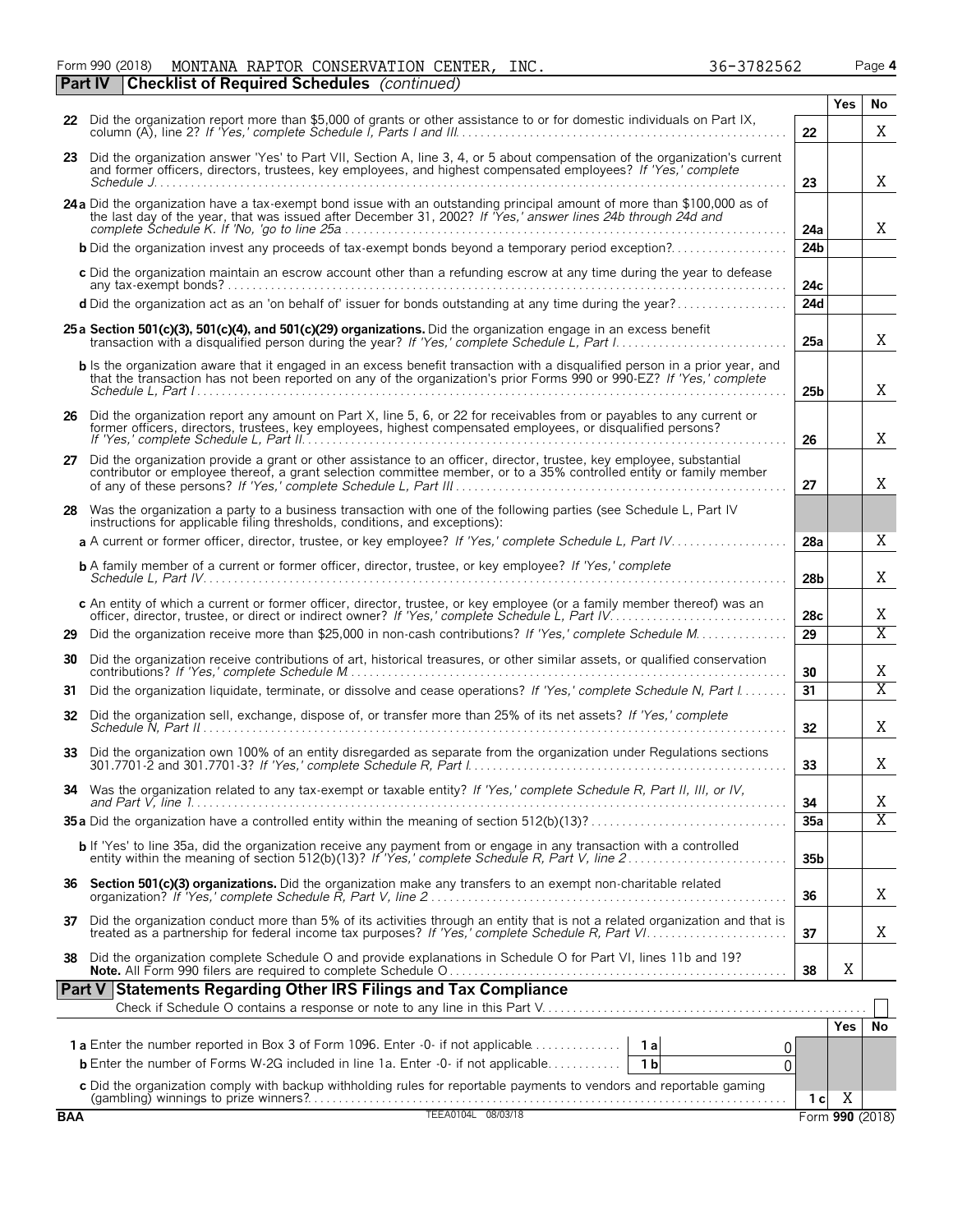Form 990 (2018) MONTANA RAPTOR CONSERVATION CENTER, INC. 36-3782562 Page 4

**Part IV | Checklist of Required Schedules** *(continued)*

| | | | Yes | No |
|---|---|---|---|---|
| 22 | Did the organization report more than $5,000 of grants or other assistance to or for domestic individuals on Part IX, column (A), line 2? *If 'Yes,' complete Schedule I, Parts I and III* | 22 | | X |
| 23 | Did the organization answer 'Yes' to Part VII, Section A, line 3, 4, or 5 about compensation of the organization's current and former officers, directors, trustees, key employees, and highest compensated employees? *If 'Yes,' complete Schedule J* | 23 | | X |
| 24a | Did the organization have a tax-exempt bond issue with an outstanding principal amount of more than $100,000 as of the last day of the year, that was issued after December 31, 2002? *If 'Yes,' answer lines 24b through 24d and complete Schedule K. If 'No,' go to line 25a* | 24a | | X |
| b | Did the organization invest any proceeds of tax-exempt bonds beyond a temporary period exception? | 24b | | |
| c | Did the organization maintain an escrow account other than a refunding escrow at any time during the year to defease any tax-exempt bonds? | 24c | | |
| d | Did the organization act as an 'on behalf of' issuer for bonds outstanding at any time during the year? | 24d | | |
| 25a | **Section 501(c)(3), 501(c)(4), and 501(c)(29) organizations.** Did the organization engage in an excess benefit transaction with a disqualified person during the year? *If 'Yes,' complete Schedule L, Part I* | 25a | | X |
| b | Is the organization aware that it engaged in an excess benefit transaction with a disqualified person in a prior year, and that the transaction has not been reported on any of the organization's prior Forms 990 or 990-EZ? *If 'Yes,' complete Schedule L, Part I* | 25b | | X |
| 26 | Did the organization report any amount on Part X, line 5, 6, or 22 for receivables from or payables to any current or former officers, directors, trustees, key employees, highest compensated employees, or disqualified persons? *If 'Yes,' complete Schedule L, Part II* | 26 | | X |
| 27 | Did the organization provide a grant or other assistance to an officer, director, trustee, key employee, substantial contributor or employee thereof, a grant selection committee member, or to a 35% controlled entity or family member of any of these persons? *If 'Yes,' complete Schedule L, Part III* | 27 | | X |
| 28 | Was the organization a party to a business transaction with one of the following parties (see Schedule L, Part IV instructions for applicable filing thresholds, conditions, and exceptions): | | | |
| a | A current or former officer, director, trustee, or key employee? *If 'Yes,' complete Schedule L, Part IV* | 28a | | X |
| b | A family member of a current or former officer, director, trustee, or key employee? *If 'Yes,' complete Schedule L, Part IV* | 28b | | X |
| c | An entity of which a current or former officer, director, trustee, or key employee (or a family member thereof) was an officer, director, trustee, or direct or indirect owner? *If 'Yes,' complete Schedule L, Part IV* | 28c | | X |
| 29 | Did the organization receive more than $25,000 in non-cash contributions? *If 'Yes,' complete Schedule M* | 29 | | X |
| 30 | Did the organization receive contributions of art, historical treasures, or other similar assets, or qualified conservation contributions? *If 'Yes,' complete Schedule M* | 30 | | X |
| 31 | Did the organization liquidate, terminate, or dissolve and cease operations? *If 'Yes,' complete Schedule N, Part I* | 31 | | X |
| 32 | Did the organization sell, exchange, dispose of, or transfer more than 25% of its net assets? *If 'Yes,' complete Schedule N, Part II* | 32 | | X |
| 33 | Did the organization own 100% of an entity disregarded as separate from the organization under Regulations sections 301.7701-2 and 301.7701-3? *If 'Yes,' complete Schedule R, Part I* | 33 | | X |
| 34 | Was the organization related to any tax-exempt or taxable entity? *If 'Yes,' complete Schedule R, Part II, III, or IV, and Part V, line 1* | 34 | | X |
| 35a | Did the organization have a controlled entity within the meaning of section 512(b)(13)? | 35a | | X |
| b | If 'Yes' to line 35a, did the organization receive any payment from or engage in any transaction with a controlled entity within the meaning of section 512(b)(13)? *If 'Yes,' complete Schedule R, Part V, line 2* | 35b | | |
| 36 | **Section 501(c)(3) organizations.** Did the organization make any transfers to an exempt non-charitable related organization? *If 'Yes,' complete Schedule R, Part V, line 2* | 36 | | X |
| 37 | Did the organization conduct more than 5% of its activities through an entity that is not a related organization and that is treated as a partnership for federal income tax purposes? *If 'Yes,' complete Schedule R, Part VI* | 37 | | X |
| 38 | Did the organization complete Schedule O and provide explanations in Schedule O for Part VI, lines 11b and 19? **Note.** All Form 990 filers are required to complete Schedule O | 38 | X | |

**Part V | Statements Regarding Other IRS Filings and Tax Compliance**

Check if Schedule O contains a response or note to any line in this Part V ☐

| | | | | | Yes | No |
|---|---|---|---|---|---|---|
| 1a | Enter the number reported in Box 3 of Form 1096. Enter -0- if not applicable | 1a | 0 | | | |
| b | Enter the number of Forms W-2G included in line 1a. Enter -0- if not applicable | 1b | 0 | | | |
| c | Did the organization comply with backup withholding rules for reportable payments to vendors and reportable gaming (gambling) winnings to prize winners? | | | 1c | X | |

BAA TEEA0104L 08/03/18 Form **990** (2018)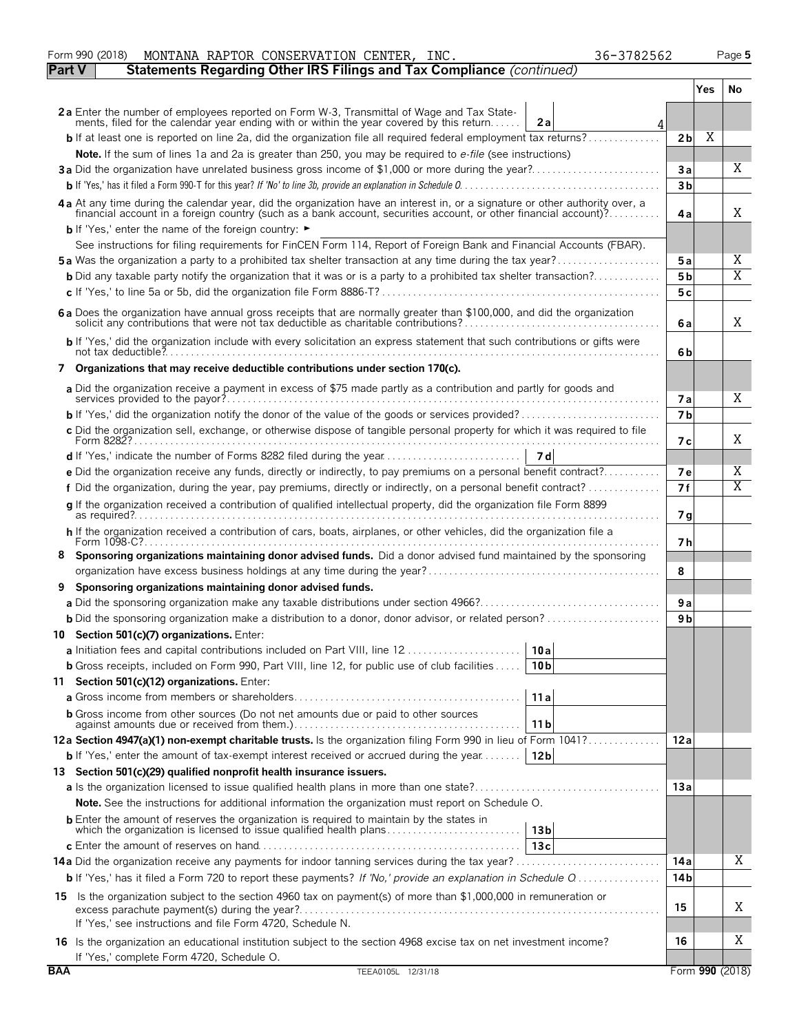Form 990 (2018) MONTANA RAPTOR CONSERVATION CENTER, INC. 36-3782562 Page 5

**Part V Statements Regarding Other IRS Filings and Tax Compliance** *(continued)*

| | | | Yes | No |
|---|---|---|---|---|
| **2a** Enter the number of employees reported on Form W-3, Transmittal of Wage and Tax Statements, filed for the calendar year ending with or within the year covered by this return | **2a** 4 | | | |
| **b** If at least one is reported on line 2a, did the organization file all required federal employment tax returns? | | **2b** | X | |
| **Note.** If the sum of lines 1a and 2a is greater than 250, you may be required to *e-file* (see instructions) | | | | |
| **3a** Did the organization have unrelated business gross income of $1,000 or more during the year? | | **3a** | | X |
| **b** If 'Yes,' has it filed a Form 990-T for this year? *If 'No' to line 3b, provide an explanation in Schedule O* | | **3b** | | |
| **4a** At any time during the calendar year, did the organization have an interest in, or a signature or other authority over, a financial account in a foreign country (such as a bank account, securities account, or other financial account)? | | **4a** | | X |
| **b** If 'Yes,' enter the name of the foreign country: ► | | | | |
| See instructions for filing requirements for FinCEN Form 114, Report of Foreign Bank and Financial Accounts (FBAR). | | | | |
| **5a** Was the organization a party to a prohibited tax shelter transaction at any time during the tax year? | | **5a** | | X |
| **b** Did any taxable party notify the organization that it was or is a party to a prohibited tax shelter transaction? | | **5b** | | X |
| **c** If 'Yes,' to line 5a or 5b, did the organization file Form 8886-T? | | **5c** | | |
| **6a** Does the organization have annual gross receipts that are normally greater than $100,000, and did the organization solicit any contributions that were not tax deductible as charitable contributions? | | **6a** | | X |
| **b** If 'Yes,' did the organization include with every solicitation an express statement that such contributions or gifts were not tax deductible? | | **6b** | | |
| **7 Organizations that may receive deductible contributions under section 170(c).** | | | | |
| **a** Did the organization receive a payment in excess of $75 made partly as a contribution and partly for goods and services provided to the payor? | | **7a** | | X |
| **b** If 'Yes,' did the organization notify the donor of the value of the goods or services provided? | | **7b** | | |
| **c** Did the organization sell, exchange, or otherwise dispose of tangible personal property for which it was required to file Form 8282? | | **7c** | | X |
| **d** If 'Yes,' indicate the number of Forms 8282 filed during the year | **7d** | | | |
| **e** Did the organization receive any funds, directly or indirectly, to pay premiums on a personal benefit contract? | | **7e** | | X |
| **f** Did the organization, during the year, pay premiums, directly or indirectly, on a personal benefit contract? | | **7f** | | X |
| **g** If the organization received a contribution of qualified intellectual property, did the organization file Form 8899 as required? | | **7g** | | |
| **h** If the organization received a contribution of cars, boats, airplanes, or other vehicles, did the organization file a Form 1098-C? | | **7h** | | |
| **8 Sponsoring organizations maintaining donor advised funds.** Did a donor advised fund maintained by the sponsoring organization have excess business holdings at any time during the year? | | **8** | | |
| **9 Sponsoring organizations maintaining donor advised funds.** | | | | |
| **a** Did the sponsoring organization make any taxable distributions under section 4966? | | **9a** | | |
| **b** Did the sponsoring organization make a distribution to a donor, donor advisor, or related person? | | **9b** | | |
| **10 Section 501(c)(7) organizations.** Enter: | | | | |
| **a** Initiation fees and capital contributions included on Part VIII, line 12 | **10a** | | | |
| **b** Gross receipts, included on Form 990, Part VIII, line 12, for public use of club facilities | **10b** | | | |
| **11 Section 501(c)(12) organizations.** Enter: | | | | |
| **a** Gross income from members or shareholders | **11a** | | | |
| **b** Gross income from other sources (Do not net amounts due or paid to other sources against amounts due or received from them.) | **11b** | | | |
| **12a Section 4947(a)(1) non-exempt charitable trusts.** Is the organization filing Form 990 in lieu of Form 1041? | | **12a** | | |
| **b** If 'Yes,' enter the amount of tax-exempt interest received or accrued during the year | **12b** | | | |
| **13 Section 501(c)(29) qualified nonprofit health insurance issuers.** | | | | |
| **a** Is the organization licensed to issue qualified health plans in more than one state? | | **13a** | | |
| **Note.** See the instructions for additional information the organization must report on Schedule O. | | | | |
| **b** Enter the amount of reserves the organization is required to maintain by the states in which the organization is licensed to issue qualified health plans | **13b** | | | |
| **c** Enter the amount of reserves on hand | **13c** | | | |
| **14a** Did the organization receive any payments for indoor tanning services during the tax year? | | **14a** | | X |
| **b** If 'Yes,' has it filed a Form 720 to report these payments? *If 'No,' provide an explanation in Schedule O* | | **14b** | | |
| **15** Is the organization subject to the section 4960 tax on payment(s) of more than $1,000,000 in remuneration or excess parachute payment(s) during the year? If 'Yes,' see instructions and file Form 4720, Schedule N. | | **15** | | X |
| **16** Is the organization an educational institution subject to the section 4968 excise tax on net investment income? If 'Yes,' complete Form 4720, Schedule O. | | **16** | | X |

BAA TEEA0105L 12/31/18 Form **990** (2018)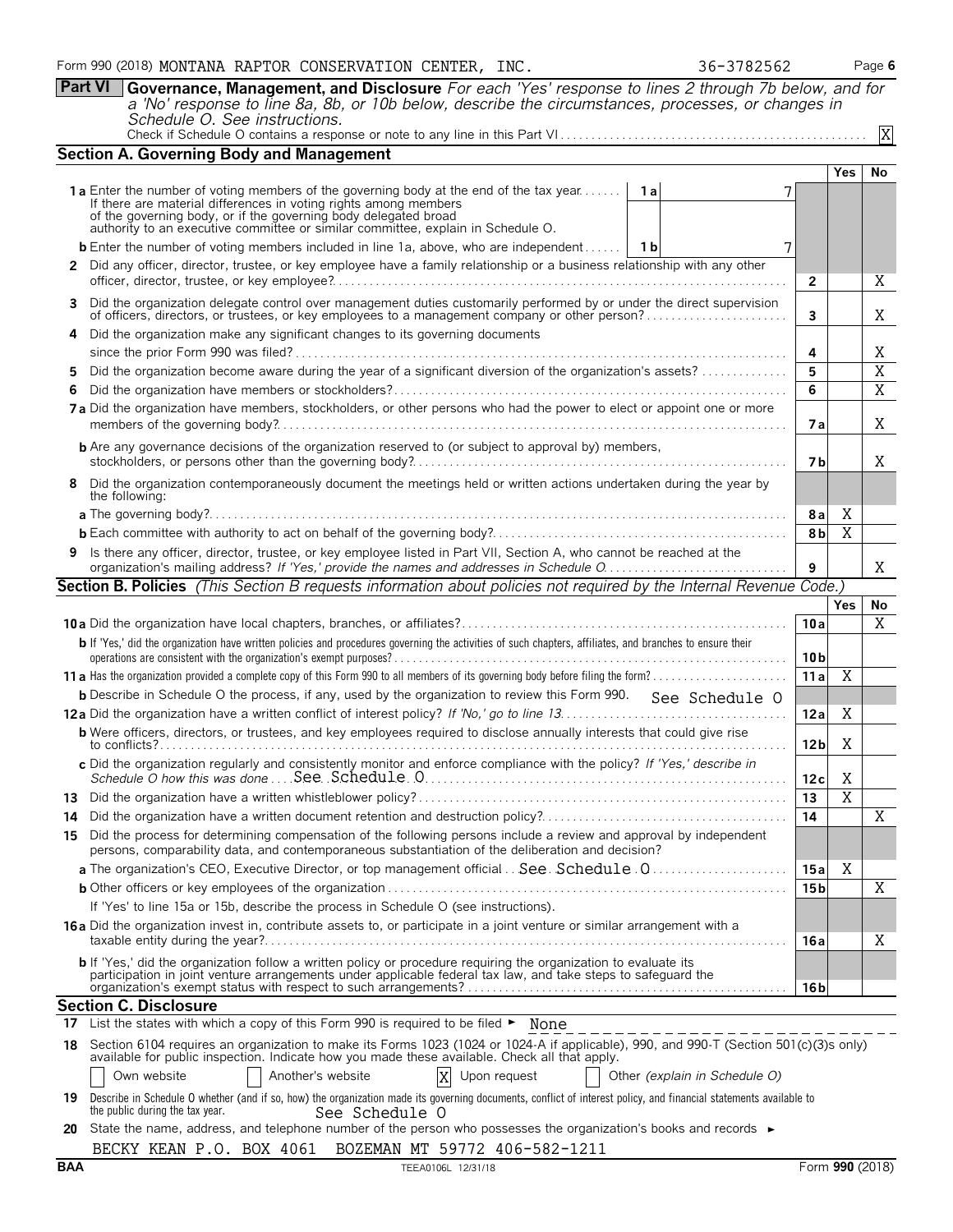Form 990 (2018) MONTANA RAPTOR CONSERVATION CENTER, INC. 36-3782562 Page 6

**Part VI** **Governance, Management, and Disclosure** *For each 'Yes' response to lines 2 through 7b below, and for a 'No' response to line 8a, 8b, or 10b below, describe the circumstances, processes, or changes in Schedule O. See instructions.*

Check if Schedule O contains a response or note to any line in this Part VI . . . . . X

## Section A. Governing Body and Management

| | | Yes | No |
|---|---|---|---|
| **1a** Enter the number of voting members of the governing body at the end of the tax year . . . **1a** 7. If there are material differences in voting rights among members of the governing body, or if the governing body delegated broad authority to an executive committee or similar committee, explain in Schedule O. | | | |
| **b** Enter the number of voting members included in line 1a, above, who are independent . . . **1b** 7 | | | |
| **2** Did any officer, director, trustee, or key employee have a family relationship or a business relationship with any other officer, director, trustee, or key employee? | 2 | | X |
| **3** Did the organization delegate control over management duties customarily performed by or under the direct supervision of officers, directors, or trustees, or key employees to a management company or other person? | 3 | | X |
| **4** Did the organization make any significant changes to its governing documents since the prior Form 990 was filed? | 4 | | X |
| **5** Did the organization become aware during the year of a significant diversion of the organization's assets? | 5 | | X |
| **6** Did the organization have members or stockholders? | 6 | | X |
| **7a** Did the organization have members, stockholders, or other persons who had the power to elect or appoint one or more members of the governing body? | 7a | | X |
| **b** Are any governance decisions of the organization reserved to (or subject to approval by) members, stockholders, or persons other than the governing body? | 7b | | X |
| **8** Did the organization contemporaneously document the meetings held or written actions undertaken during the year by the following: | | | |
| **a** The governing body? | 8a | X | |
| **b** Each committee with authority to act on behalf of the governing body? | 8b | X | |
| **9** Is there any officer, director, trustee, or key employee listed in Part VII, Section A, who cannot be reached at the organization's mailing address? *If 'Yes,' provide the names and addresses in Schedule O* | 9 | | X |

## Section B. Policies *(This Section B requests information about policies not required by the Internal Revenue Code.)*

| | | Yes | No |
|---|---|---|---|
| **10a** Did the organization have local chapters, branches, or affiliates? | 10a | | X |
| **b** If 'Yes,' did the organization have written policies and procedures governing the activities of such chapters, affiliates, and branches to ensure their operations are consistent with the organization's exempt purposes? | 10b | | |
| **11a** Has the organization provided a complete copy of this Form 990 to all members of its governing body before filing the form? | 11a | X | |
| **b** Describe in Schedule O the process, if any, used by the organization to review this Form 990. See Schedule O | | | |
| **12a** Did the organization have a written conflict of interest policy? *If 'No,' go to line 13* | 12a | X | |
| **b** Were officers, directors, or trustees, and key employees required to disclose annually interests that could give rise to conflicts? | 12b | X | |
| **c** Did the organization regularly and consistently monitor and enforce compliance with the policy? *If 'Yes,' describe in Schedule O how this was done* See Schedule O | 12c | X | |
| **13** Did the organization have a written whistleblower policy? | 13 | X | |
| **14** Did the organization have a written document retention and destruction policy? | 14 | | X |
| **15** Did the process for determining compensation of the following persons include a review and approval by independent persons, comparability data, and contemporaneous substantiation of the deliberation and decision? | | | |
| **a** The organization's CEO, Executive Director, or top management official . . See Schedule O | 15a | X | |
| **b** Other officers or key employees of the organization | 15b | | X |
| If 'Yes' to line 15a or 15b, describe the process in Schedule O (see instructions). | | | |
| **16a** Did the organization invest in, contribute assets to, or participate in a joint venture or similar arrangement with a taxable entity during the year? | 16a | | X |
| **b** If 'Yes,' did the organization follow a written policy or procedure requiring the organization to evaluate its participation in joint venture arrangements under applicable federal tax law, and take steps to safeguard the organization's exempt status with respect to such arrangements? | 16b | | |

## Section C. Disclosure

**17** List the states with which a copy of this Form 990 is required to be filed ► None

**18** Section 6104 requires an organization to make its Forms 1023 (1024 or 1024-A if applicable), 990, and 990-T (Section 501(c)(3)s only) available for public inspection. Indicate how you made these available. Check all that apply.

☐ Own website ☐ Another's website ☒ Upon request ☐ Other *(explain in Schedule O)*

**19** Describe in Schedule O whether (and if so, how) the organization made its governing documents, conflict of interest policy, and financial statements available to the public during the tax year. See Schedule O

**20** State the name, address, and telephone number of the person who possesses the organization's books and records ►

BECKY KEAN P.O. BOX 4061 BOZEMAN MT 59772 406-582-1211

BAA TEEA0106L 12/31/18 Form **990** (2018)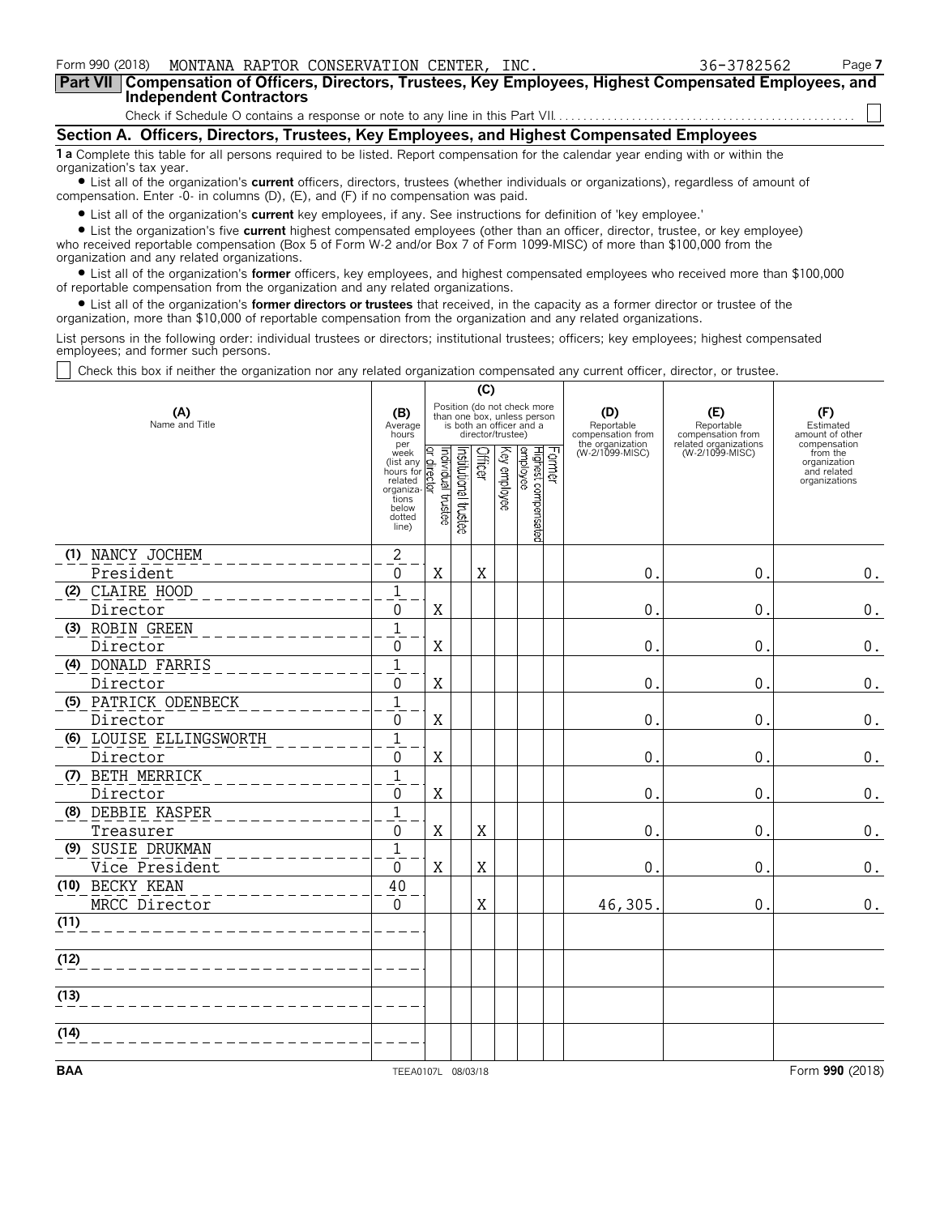Form 990 (2018) MONTANA RAPTOR CONSERVATION CENTER, INC. 36-3782562

**Part VII Compensation of Officers, Directors, Trustees, Key Employees, Highest Compensated Employees, and Independent Contractors**

Check if Schedule O contains a response or note to any line in this Part VII. . . . . . . . . . . . . . . . . . . . . . . . . . . . . . . . . . . . . . . . . . . . . . . . . ☐

## Section A. Officers, Directors, Trustees, Key Employees, and Highest Compensated Employees

**1 a** Complete this table for all persons required to be listed. Report compensation for the calendar year ending with or within the organization's tax year.

- List all of the organization's **current** officers, directors, trustees (whether individuals or organizations), regardless of amount of compensation. Enter -0- in columns (D), (E), and (F) if no compensation was paid.
- List all of the organization's **current** key employees, if any. See instructions for definition of 'key employee.'
- List the organization's five **current** highest compensated employees (other than an officer, director, trustee, or key employee) who received reportable compensation (Box 5 of Form W-2 and/or Box 7 of Form 1099-MISC) of more than $100,000 from the organization and any related organizations.
- List all of the organization's **former** officers, key employees, and highest compensated employees who received more than $100,000 of reportable compensation from the organization and any related organizations.
- List all of the organization's **former directors or trustees** that received, in the capacity as a former director or trustee of the organization, more than $10,000 of reportable compensation from the organization and any related organizations.

List persons in the following order: individual trustees or directors; institutional trustees; officers; key employees; highest compensated employees; and former such persons.

☐ Check this box if neither the organization nor any related organization compensated any current officer, director, or trustee.

| (A) Name and Title | (B) Average hours per week (list any hours for related organizations below dotted line) | (C) Position: Individual trustee or director | Institutional trustee | Officer | Key employee | Highest compensated employee | Former | (D) Reportable compensation from the organization (W-2/1099-MISC) | (E) Reportable compensation from related organizations (W-2/1099-MISC) | (F) Estimated amount of other compensation from the organization and related organizations |
|---|---|---|---|---|---|---|---|---|---|---|
| (1) NANCY JOCHEM<br>President | 2<br>0 | X | | X | | | | 0. | 0. | 0. |
| (2) CLAIRE HOOD<br>Director | 1<br>0 | X | | | | | | 0. | 0. | 0. |
| (3) ROBIN GREEN<br>Director | 1<br>0 | X | | | | | | 0. | 0. | 0. |
| (4) DONALD FARRIS<br>Director | 1<br>0 | X | | | | | | 0. | 0. | 0. |
| (5) PATRICK ODENBECK<br>Director | 1<br>0 | X | | | | | | 0. | 0. | 0. |
| (6) LOUISE ELLINGSWORTH<br>Director | 1<br>0 | X | | | | | | 0. | 0. | 0. |
| (7) BETH MERRICK<br>Director | 1<br>0 | X | | | | | | 0. | 0. | 0. |
| (8) DEBBIE KASPER<br>Treasurer | 1<br>0 | X | | X | | | | 0. | 0. | 0. |
| (9) SUSIE DRUKMAN<br>Vice President | 1<br>0 | X | | X | | | | 0. | 0. | 0. |
| (10) BECKY KEAN<br>MRCC Director | 40<br>0 | | | X | | | | 46,305. | 0. | 0. |
| (11) | | | | | | | | | | |
| (12) | | | | | | | | | | |
| (13) | | | | | | | | | | |
| (14) | | | | | | | | | | |

BAA TEEA0107L 08/03/18 Form **990** (2018)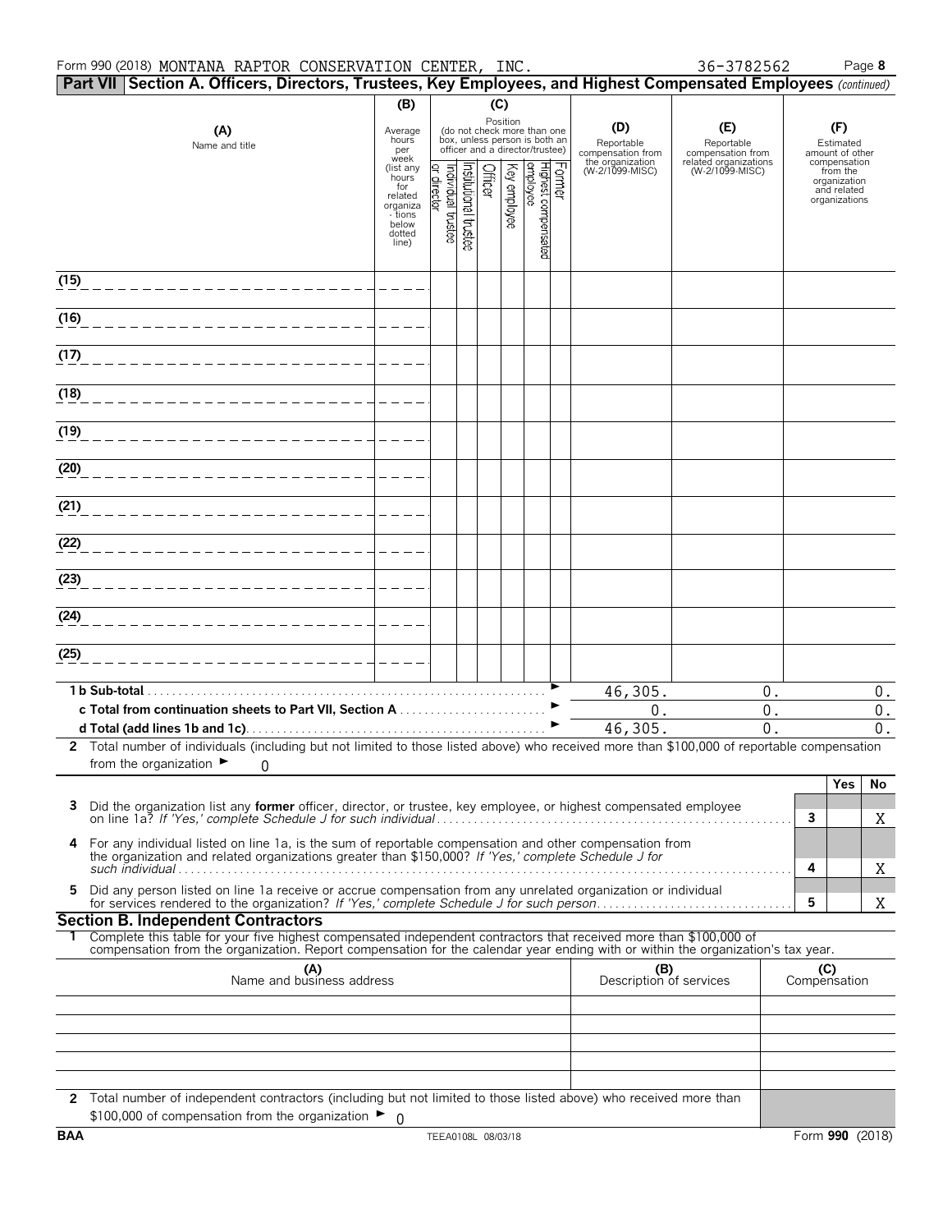Form 990 (2018) MONTANA RAPTOR CONSERVATION CENTER, INC. 36-3782562 Page **8**

**Part VII Section A. Officers, Directors, Trustees, Key Employees, and Highest Compensated Employees** *(continued)*

| (A) Name and title | (B) Average hours per week (list any hours for related organizations below dotted line) | (C) Position: Individual trustee or director | Institutional trustee | Officer | Key employee | Highest compensated employee | Former | (D) Reportable compensation from the organization (W-2/1099-MISC) | (E) Reportable compensation from related organizations (W-2/1099-MISC) | (F) Estimated amount of other compensation from the organization and related organizations |
|---|---|---|---|---|---|---|---|---|---|---|
| (15) | | | | | | | | | | |
| (16) | | | | | | | | | | |
| (17) | | | | | | | | | | |
| (18) | | | | | | | | | | |
| (19) | | | | | | | | | | |
| (20) | | | | | | | | | | |
| (21) | | | | | | | | | | |
| (22) | | | | | | | | | | |
| (23) | | | | | | | | | | |
| (24) | | | | | | | | | | |
| (25) | | | | | | | | | | |
| **1 b Sub-total** | | | | | | | | 46,305. | 0. | 0. |
| **c Total from continuation sheets to Part VII, Section A** | | | | | | | | 0. | 0. | 0. |
| **d Total (add lines 1b and 1c)** | | | | | | | | 46,305. | 0. | 0. |

**2** Total number of individuals (including but not limited to those listed above) who received more than $100,000 of reportable compensation from the organization ► 0

| | | Yes | No |
|---|---|---|---|
| **3** Did the organization list any **former** officer, director, or trustee, key employee, or highest compensated employee on line 1a? *If 'Yes,' complete Schedule J for such individual* | 3 | | X |
| **4** For any individual listed on line 1a, is the sum of reportable compensation and other compensation from the organization and related organizations greater than $150,000? *If 'Yes,' complete Schedule J for such individual* | 4 | | X |
| **5** Did any person listed on line 1a receive or accrue compensation from any unrelated organization or individual for services rendered to the organization? *If 'Yes,' complete Schedule J for such person* | 5 | | X |

**Section B. Independent Contractors**

**1** Complete this table for your five highest compensated independent contractors that received more than $100,000 of compensation from the organization. Report compensation for the calendar year ending with or within the organization's tax year.

| (A) Name and business address | (B) Description of services | (C) Compensation |
|---|---|---|
| | | |
| | | |
| | | |
| | | |
| | | |

**2** Total number of independent contractors (including but not limited to those listed above) who received more than $100,000 of compensation from the organization ► 0

BAA TEEA0108L 08/03/18 Form **990** (2018)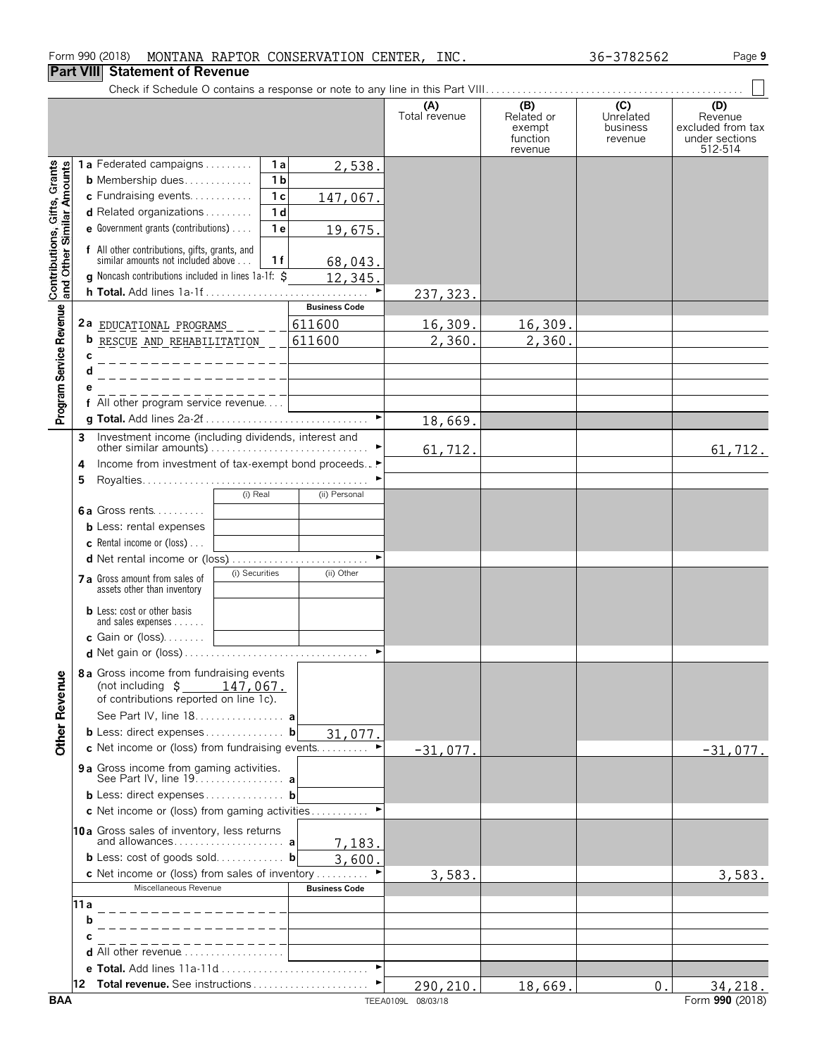Form 990 (2018) MONTANA RAPTOR CONSERVATION CENTER, INC. 36-3782562

## Part VIII Statement of Revenue

Check if Schedule O contains a response or note to any line in this Part VIII

| | | | (A) Total revenue | (B) Related or exempt function revenue | (C) Unrelated business revenue | (D) Revenue excluded from tax under sections 512-514 |
|---|---|---|---|---|---|---|
| **Contributions, Gifts, Grants and Other Similar Amounts** | 1a Federated campaigns . . . 1a | 2,538. | | | | |
| | b Membership dues . . . 1b | | | | | |
| | c Fundraising events . . . 1c | 147,067. | | | | |
| | d Related organizations . . . 1d | | | | | |
| | e Government grants (contributions) . . . 1e | 19,675. | | | | |
| | f All other contributions, gifts, grants, and similar amounts not included above . . . 1f | 68,043. | | | | |
| | g Noncash contributions included in lines 1a-1f: $ | 12,345. | | | | |
| | h **Total.** Add lines 1a-1f | | 237,323. | | | |
| **Program Service Revenue** | | Business Code | | | | |
| | 2a EDUCATIONAL PROGRAMS | 611600 | 16,309. | 16,309. | | |
| | b RESCUE AND REHABILITATION | 611600 | 2,360. | 2,360. | | |
| | c | | | | | |
| | d | | | | | |
| | e | | | | | |
| | f All other program service revenue | | | | | |
| | g **Total.** Add lines 2a-2f | | 18,669. | | | |
| **Other Revenue** | 3 Investment income (including dividends, interest and other similar amounts) | | 61,712. | | | 61,712. |
| | 4 Income from investment of tax-exempt bond proceeds | | | | | |
| | 5 Royalties | | | | | |
| | | (i) Real / (ii) Personal | | | | |
| | 6a Gross rents | | | | | |
| | b Less: rental expenses | | | | | |
| | c Rental income or (loss) | | | | | |
| | d Net rental income or (loss) | | | | | |
| | | (i) Securities / (ii) Other | | | | |
| | 7a Gross amount from sales of assets other than inventory | | | | | |
| | b Less: cost or other basis and sales expenses | | | | | |
| | c Gain or (loss) | | | | | |
| | d Net gain or (loss) | | | | | |
| | 8a Gross income from fundraising events (not including $ 147,067. of contributions reported on line 1c). See Part IV, line 18 . . . a | | | | | |
| | b Less: direct expenses . . . b | 31,077. | | | | |
| | c Net income or (loss) from fundraising events | | -31,077. | | | -31,077. |
| | 9a Gross income from gaming activities. See Part IV, line 19 . . . a | | | | | |
| | b Less: direct expenses . . . b | | | | | |
| | c Net income or (loss) from gaming activities | | | | | |
| | 10a Gross sales of inventory, less returns and allowances . . . a | 7,183. | | | | |
| | b Less: cost of goods sold . . . b | 3,600. | | | | |
| | c Net income or (loss) from sales of inventory | | 3,583. | | | 3,583. |
| | Miscellaneous Revenue | Business Code | | | | |
| | 11a | | | | | |
| | b | | | | | |
| | c | | | | | |
| | d All other revenue | | | | | |
| | e **Total.** Add lines 11a-11d | | | | | |
| | 12 **Total revenue.** See instructions | | 290,210. | 18,669. | 0. | 34,218. |

BAA TEEA0109L 08/03/18 Form **990** (2018)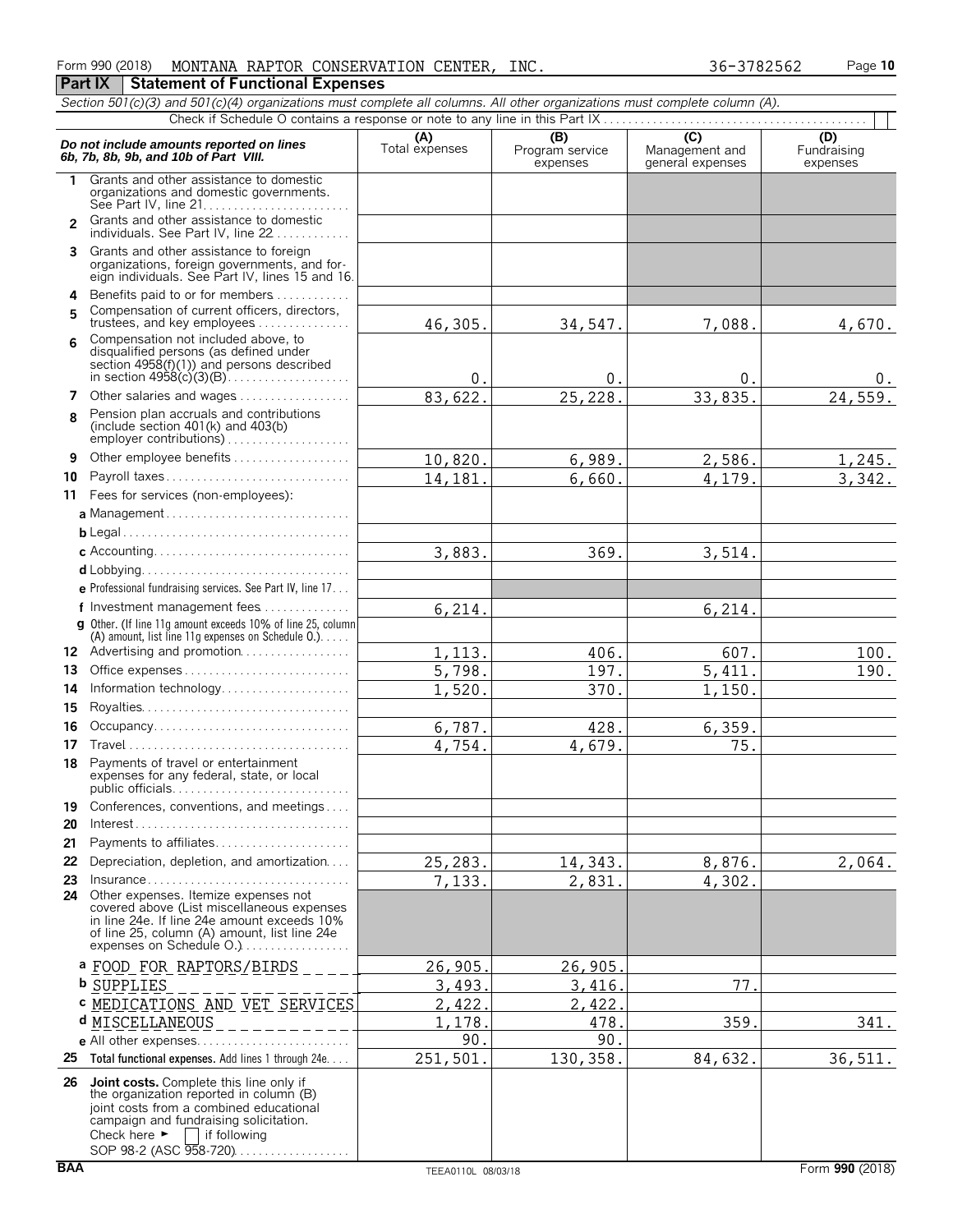Form 990 (2018) MONTANA RAPTOR CONSERVATION CENTER, INC. 36-3782562

## Part IX Statement of Functional Expenses

*Section 501(c)(3) and 501(c)(4) organizations must complete all columns. All other organizations must complete column (A).*

Check if Schedule O contains a response or note to any line in this Part IX

| *Do not include amounts reported on lines 6b, 7b, 8b, 9b, and 10b of Part VIII.* | (A) Total expenses | (B) Program service expenses | (C) Management and general expenses | (D) Fundraising expenses |
|---|---|---|---|---|
| 1 Grants and other assistance to domestic organizations and domestic governments. See Part IV, line 21 | | | | |
| 2 Grants and other assistance to domestic individuals. See Part IV, line 22 | | | | |
| 3 Grants and other assistance to foreign organizations, foreign governments, and foreign individuals. See Part IV, lines 15 and 16 | | | | |
| 4 Benefits paid to or for members | | | | |
| 5 Compensation of current officers, directors, trustees, and key employees | 46,305. | 34,547. | 7,088. | 4,670. |
| 6 Compensation not included above, to disqualified persons (as defined under section 4958(f)(1)) and persons described in section 4958(c)(3)(B) | 0. | 0. | 0. | 0. |
| 7 Other salaries and wages | 83,622. | 25,228. | 33,835. | 24,559. |
| 8 Pension plan accruals and contributions (include section 401(k) and 403(b) employer contributions) | | | | |
| 9 Other employee benefits | 10,820. | 6,989. | 2,586. | 1,245. |
| 10 Payroll taxes | 14,181. | 6,660. | 4,179. | 3,342. |
| 11 Fees for services (non-employees): | | | | |
| a Management | | | | |
| b Legal | | | | |
| c Accounting | 3,883. | 369. | 3,514. | |
| d Lobbying | | | | |
| e Professional fundraising services. See Part IV, line 17 | | | | |
| f Investment management fees | 6,214. | | 6,214. | |
| g Other. (If line 11g amount exceeds 10% of line 25, column (A) amount, list line 11g expenses on Schedule O.) | | | | |
| 12 Advertising and promotion | 1,113. | 406. | 607. | 100. |
| 13 Office expenses | 5,798. | 197. | 5,411. | 190. |
| 14 Information technology | 1,520. | 370. | 1,150. | |
| 15 Royalties | | | | |
| 16 Occupancy | 6,787. | 428. | 6,359. | |
| 17 Travel | 4,754. | 4,679. | 75. | |
| 18 Payments of travel or entertainment expenses for any federal, state, or local public officials | | | | |
| 19 Conferences, conventions, and meetings | | | | |
| 20 Interest | | | | |
| 21 Payments to affiliates | | | | |
| 22 Depreciation, depletion, and amortization | 25,283. | 14,343. | 8,876. | 2,064. |
| 23 Insurance | 7,133. | 2,831. | 4,302. | |
| 24 Other expenses. Itemize expenses not covered above (List miscellaneous expenses in line 24e. If line 24e amount exceeds 10% of line 25, column (A) amount, list line 24e expenses on Schedule O.) | | | | |
| a FOOD FOR RAPTORS/BIRDS | 26,905. | 26,905. | | |
| b SUPPLIES | 3,493. | 3,416. | 77. | |
| c MEDICATIONS AND VET SERVICES | 2,422. | 2,422. | | |
| d MISCELLANEOUS | 1,178. | 478. | 359. | 341. |
| e All other expenses | 90. | 90. | | |
| 25 Total functional expenses. Add lines 1 through 24e | 251,501. | 130,358. | 84,632. | 36,511. |
| 26 **Joint costs.** Complete this line only if the organization reported in column (B) joint costs from a combined educational campaign and fundraising solicitation. Check here ► ☐ if following SOP 98-2 (ASC 958-720) | | | | |

BAA TEEA0110L 08/03/18 Form **990** (2018)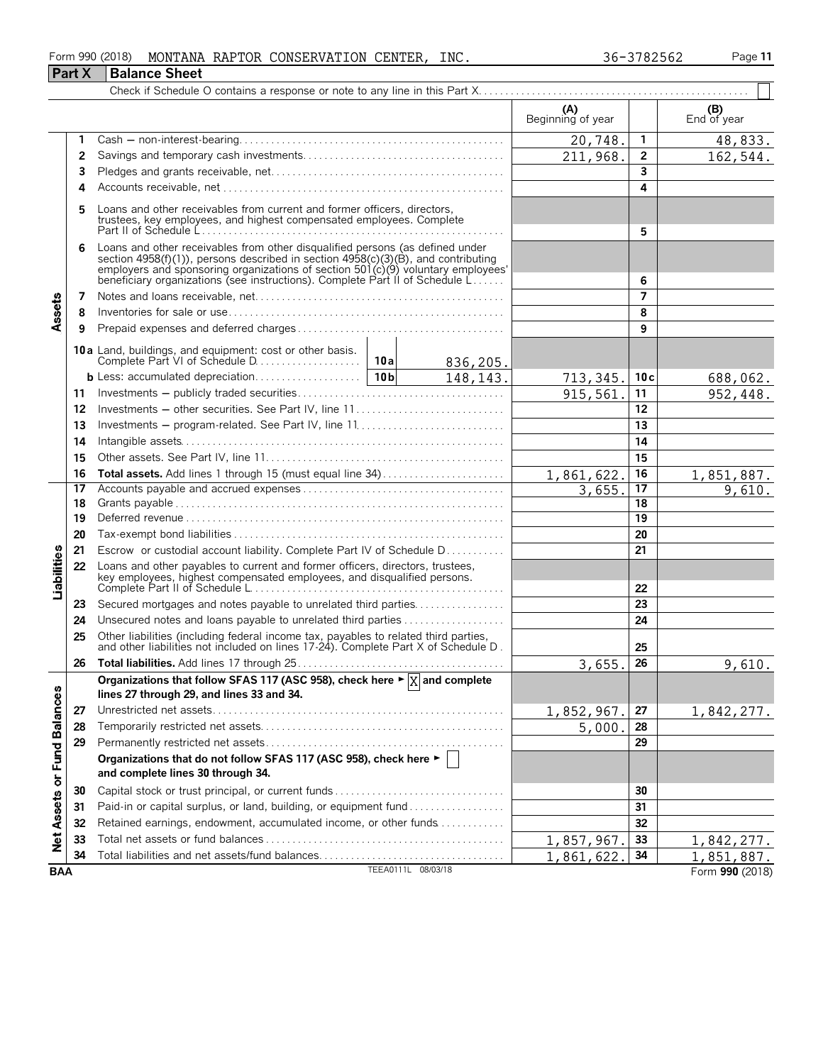Form 990 (2018) MONTANA RAPTOR CONSERVATION CENTER, INC. 36-3782562

## Part X Balance Sheet

Check if Schedule O contains a response or note to any line in this Part X . . . ☐

| Section | Line | Description | | | (A) Beginning of year | Line | (B) End of year |
|---|---|---|---|---|---|---|---|
| Assets | 1 | Cash — non-interest-bearing | | | 20,748. | 1 | 48,833. |
| | 2 | Savings and temporary cash investments | | | 211,968. | 2 | 162,544. |
| | 3 | Pledges and grants receivable, net | | | | 3 | |
| | 4 | Accounts receivable, net | | | | 4 | |
| | 5 | Loans and other receivables from current and former officers, directors, trustees, key employees, and highest compensated employees. Complete Part II of Schedule L | | | | 5 | |
| | 6 | Loans and other receivables from other disqualified persons (as defined under section 4958(f)(1)), persons described in section 4958(c)(3)(B), and contributing employers and sponsoring organizations of section 501(c)(9) voluntary employees' beneficiary organizations (see instructions). Complete Part II of Schedule L | | | | 6 | |
| | 7 | Notes and loans receivable, net | | | | 7 | |
| | 8 | Inventories for sale or use | | | | 8 | |
| | 9 | Prepaid expenses and deferred charges | | | | 9 | |
| | 10a | Land, buildings, and equipment: cost or other basis. Complete Part VI of Schedule D | 10a | 836,205. | | | |
| | b | Less: accumulated depreciation | 10b | 148,143. | 713,345. | 10c | 688,062. |
| | 11 | Investments — publicly traded securities | | | 915,561. | 11 | 952,448. |
| | 12 | Investments — other securities. See Part IV, line 11 | | | | 12 | |
| | 13 | Investments — program-related. See Part IV, line 11 | | | | 13 | |
| | 14 | Intangible assets | | | | 14 | |
| | 15 | Other assets. See Part IV, line 11 | | | | 15 | |
| | 16 | **Total assets.** Add lines 1 through 15 (must equal line 34) | | | 1,861,622. | 16 | 1,851,887. |
| Liabilities | 17 | Accounts payable and accrued expenses | | | 3,655. | 17 | 9,610. |
| | 18 | Grants payable | | | | 18 | |
| | 19 | Deferred revenue | | | | 19 | |
| | 20 | Tax-exempt bond liabilities | | | | 20 | |
| | 21 | Escrow or custodial account liability. Complete Part IV of Schedule D | | | | 21 | |
| | 22 | Loans and other payables to current and former officers, directors, trustees, key employees, highest compensated employees, and disqualified persons. Complete Part II of Schedule L | | | | 22 | |
| | 23 | Secured mortgages and notes payable to unrelated third parties | | | | 23 | |
| | 24 | Unsecured notes and loans payable to unrelated third parties | | | | 24 | |
| | 25 | Other liabilities (including federal income tax, payables to related third parties, and other liabilities not included on lines 17-24). Complete Part X of Schedule D | | | | 25 | |
| | 26 | **Total liabilities.** Add lines 17 through 25 | | | 3,655. | 26 | 9,610. |
| Net Assets or Fund Balances | | **Organizations that follow SFAS 117 (ASC 958), check here ► ☒ and complete lines 27 through 29, and lines 33 and 34.** | | | | | |
| | 27 | Unrestricted net assets | | | 1,852,967. | 27 | 1,842,277. |
| | 28 | Temporarily restricted net assets | | | 5,000. | 28 | |
| | 29 | Permanently restricted net assets | | | | 29 | |
| | | **Organizations that do not follow SFAS 117 (ASC 958), check here ► ☐ and complete lines 30 through 34.** | | | | | |
| | 30 | Capital stock or trust principal, or current funds | | | | 30 | |
| | 31 | Paid-in or capital surplus, or land, building, or equipment fund | | | | 31 | |
| | 32 | Retained earnings, endowment, accumulated income, or other funds | | | | 32 | |
| | 33 | Total net assets or fund balances | | | 1,857,967. | 33 | 1,842,277. |
| | 34 | Total liabilities and net assets/fund balances | | | 1,861,622. | 34 | 1,851,887. |

BAA TEEA0111L 08/03/18 Form **990** (2018)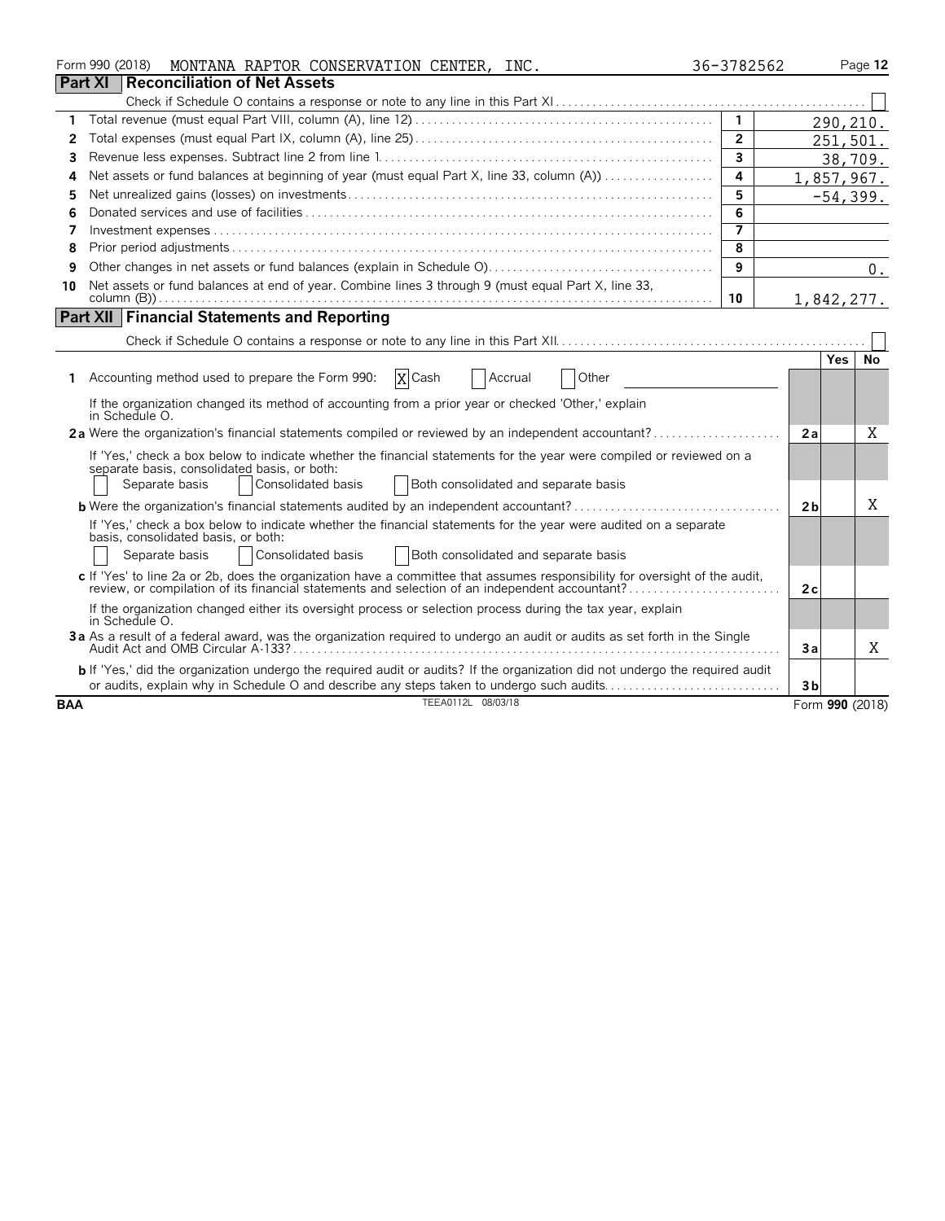Form 990 (2018) MONTANA RAPTOR CONSERVATION CENTER, INC. 36-3782562 Page 12

## Part XI Reconciliation of Net Assets

Check if Schedule O contains a response or note to any line in this Part XI ☐

| | | | |
|---|---|---|---|
| 1 | Total revenue (must equal Part VIII, column (A), line 12) | 1 | 290,210. |
| 2 | Total expenses (must equal Part IX, column (A), line 25) | 2 | 251,501. |
| 3 | Revenue less expenses. Subtract line 2 from line 1 | 3 | 38,709. |
| 4 | Net assets or fund balances at beginning of year (must equal Part X, line 33, column (A)) | 4 | 1,857,967. |
| 5 | Net unrealized gains (losses) on investments | 5 | -54,399. |
| 6 | Donated services and use of facilities | 6 | |
| 7 | Investment expenses | 7 | |
| 8 | Prior period adjustments | 8 | |
| 9 | Other changes in net assets or fund balances (explain in Schedule O) | 9 | 0. |
| 10 | Net assets or fund balances at end of year. Combine lines 3 through 9 (must equal Part X, line 33, column (B)) | 10 | 1,842,277. |

## Part XII Financial Statements and Reporting

Check if Schedule O contains a response or note to any line in this Part XII ☐

| | | | Yes | No |
|---|---|---|---|---|
| 1 | Accounting method used to prepare the Form 990: ☒ Cash ☐ Accrual ☐ Other | | | |
| | If the organization changed its method of accounting from a prior year or checked 'Other,' explain in Schedule O. | | | |
| 2a | Were the organization's financial statements compiled or reviewed by an independent accountant? | 2a | | X |
| | If 'Yes,' check a box below to indicate whether the financial statements for the year were compiled or reviewed on a separate basis, consolidated basis, or both: ☐ Separate basis ☐ Consolidated basis ☐ Both consolidated and separate basis | | | |
| b | Were the organization's financial statements audited by an independent accountant? | 2b | | X |
| | If 'Yes,' check a box below to indicate whether the financial statements for the year were audited on a separate basis, consolidated basis, or both: ☐ Separate basis ☐ Consolidated basis ☐ Both consolidated and separate basis | | | |
| c | If 'Yes' to line 2a or 2b, does the organization have a committee that assumes responsibility for oversight of the audit, review, or compilation of its financial statements and selection of an independent accountant? | 2c | | |
| | If the organization changed either its oversight process or selection process during the tax year, explain in Schedule O. | | | |
| 3a | As a result of a federal award, was the organization required to undergo an audit or audits as set forth in the Single Audit Act and OMB Circular A-133? | 3a | | X |
| b | If 'Yes,' did the organization undergo the required audit or audits? If the organization did not undergo the required audit or audits, explain why in Schedule O and describe any steps taken to undergo such audits. | 3b | | |

BAA TEEA0112L 08/03/18 Form 990 (2018)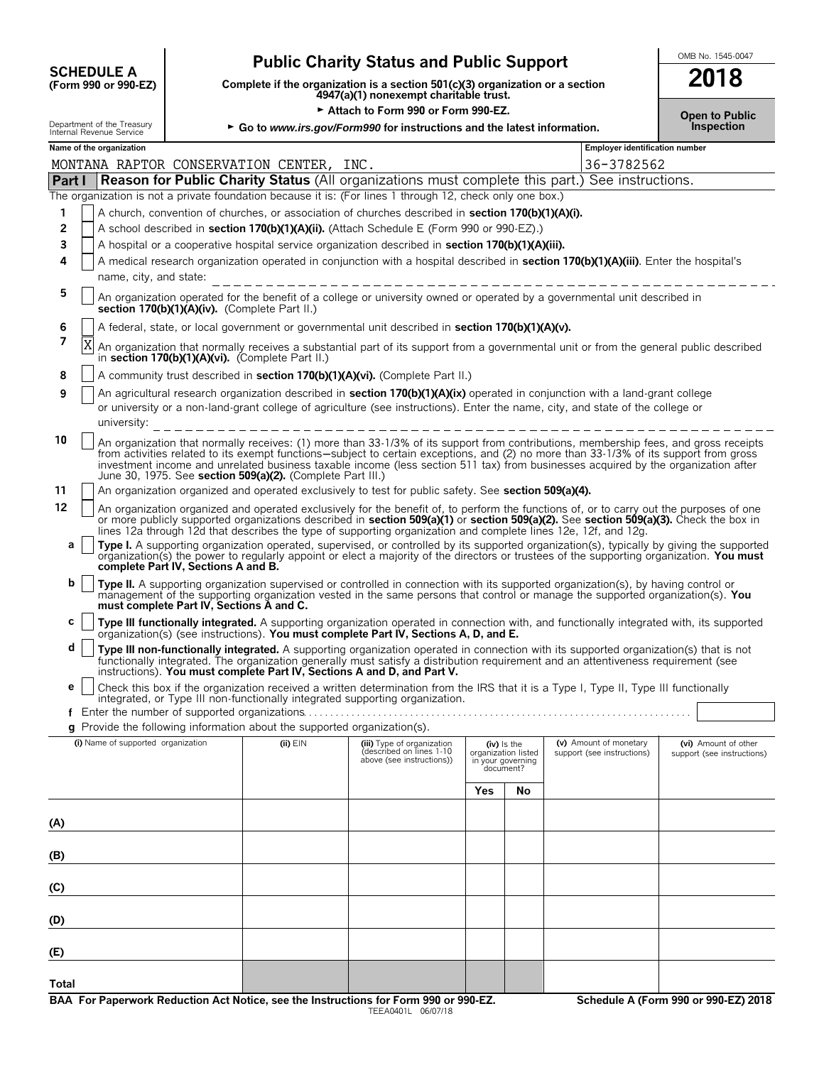**SCHEDULE A**
**(Form 990 or 990-EZ)**

Department of the Treasury
Internal Revenue Service

# Public Charity Status and Public Support

**Complete if the organization is a section 501(c)(3) organization or a section 4947(a)(1) nonexempt charitable trust.**

► **Attach to Form 990 or Form 990-EZ.**

► **Go to *www.irs.gov/Form990* for instructions and the latest information.**

OMB No. 1545-0047

**2018**

**Open to Public Inspection**

**Name of the organization**
MONTANA RAPTOR CONSERVATION CENTER, INC.

**Employer identification number**
36-3782562

## Part I — Reason for Public Charity Status (All organizations must complete this part.) See instructions.

The organization is not a private foundation because it is: (For lines 1 through 12, check only one box.)

1. [ ] A church, convention of churches, or association of churches described in **section 170(b)(1)(A)(i).**
2. [ ] A school described in **section 170(b)(1)(A)(ii).** (Attach Schedule E (Form 990 or 990-EZ).)
3. [ ] A hospital or a cooperative hospital service organization described in **section 170(b)(1)(A)(iii).**
4. [ ] A medical research organization operated in conjunction with a hospital described in **section 170(b)(1)(A)(iii)**. Enter the hospital's name, city, and state:
5. [ ] An organization operated for the benefit of a college or university owned or operated by a governmental unit described in **section 170(b)(1)(A)(iv).** (Complete Part II.)
6. [ ] A federal, state, or local government or governmental unit described in **section 170(b)(1)(A)(v).**
7. [X] An organization that normally receives a substantial part of its support from a governmental unit or from the general public described in **section 170(b)(1)(A)(vi).** (Complete Part II.)
8. [ ] A community trust described in **section 170(b)(1)(A)(vi).** (Complete Part II.)
9. [ ] An agricultural research organization described in **section 170(b)(1)(A)(ix)** operated in conjunction with a land-grant college or university or a non-land-grant college of agriculture (see instructions). Enter the name, city, and state of the college or university:
10. [ ] An organization that normally receives: (1) more than 33-1/3% of its support from contributions, membership fees, and gross receipts from activities related to its exempt functions—subject to certain exceptions, and (2) no more than 33-1/3% of its support from gross investment income and unrelated business taxable income (less section 511 tax) from businesses acquired by the organization after June 30, 1975. See **section 509(a)(2).** (Complete Part III.)
11. [ ] An organization organized and operated exclusively to test for public safety. See **section 509(a)(4).**
12. [ ] An organization organized and operated exclusively for the benefit of, to perform the functions of, or to carry out the purposes of one or more publicly supported organizations described in **section 509(a)(1)** or **section 509(a)(2).** See **section 509(a)(3).** Check the box in lines 12a through 12d that describes the type of supporting organization and complete lines 12e, 12f, and 12g.
   - **a** [ ] **Type I.** A supporting organization operated, supervised, or controlled by its supported organization(s), typically by giving the supported organization(s) the power to regularly appoint or elect a majority of the directors or trustees of the supporting organization. **You must complete Part IV, Sections A and B.**
   - **b** [ ] **Type II.** A supporting organization supervised or controlled in connection with its supported organization(s), by having control or management of the supporting organization vested in the same persons that control or manage the supported organization(s). **You must complete Part IV, Sections A and C.**
   - **c** [ ] **Type III functionally integrated.** A supporting organization operated in connection with, and functionally integrated with, its supported organization(s) (see instructions). **You must complete Part IV, Sections A, D, and E.**
   - **d** [ ] **Type III non-functionally integrated.** A supporting organization operated in connection with its supported organization(s) that is not functionally integrated. The organization generally must satisfy a distribution requirement and an attentiveness requirement (see instructions). **You must complete Part IV, Sections A and D, and Part V.**
   - **e** [ ] Check this box if the organization received a written determination from the IRS that it is a Type I, Type II, Type III functionally integrated, or Type III non-functionally integrated supporting organization.
   - **f** Enter the number of supported organizations
   - **g** Provide the following information about the supported organization(s).

| (i) Name of supported organization | (ii) EIN | (iii) Type of organization (described on lines 1-10 above (see instructions)) | (iv) Is the organization listed in your governing document? | | (v) Amount of monetary support (see instructions) | (vi) Amount of other support (see instructions) |
|---|---|---|---|---|---|---|
| | | | Yes | No | | |
| (A) | | | | | | |
| (B) | | | | | | |
| (C) | | | | | | |
| (D) | | | | | | |
| (E) | | | | | | |
| Total | | | | | | |

**BAA For Paperwork Reduction Act Notice, see the Instructions for Form 990 or 990-EZ.** TEEA0401L 06/07/18 **Schedule A (Form 990 or 990-EZ) 2018**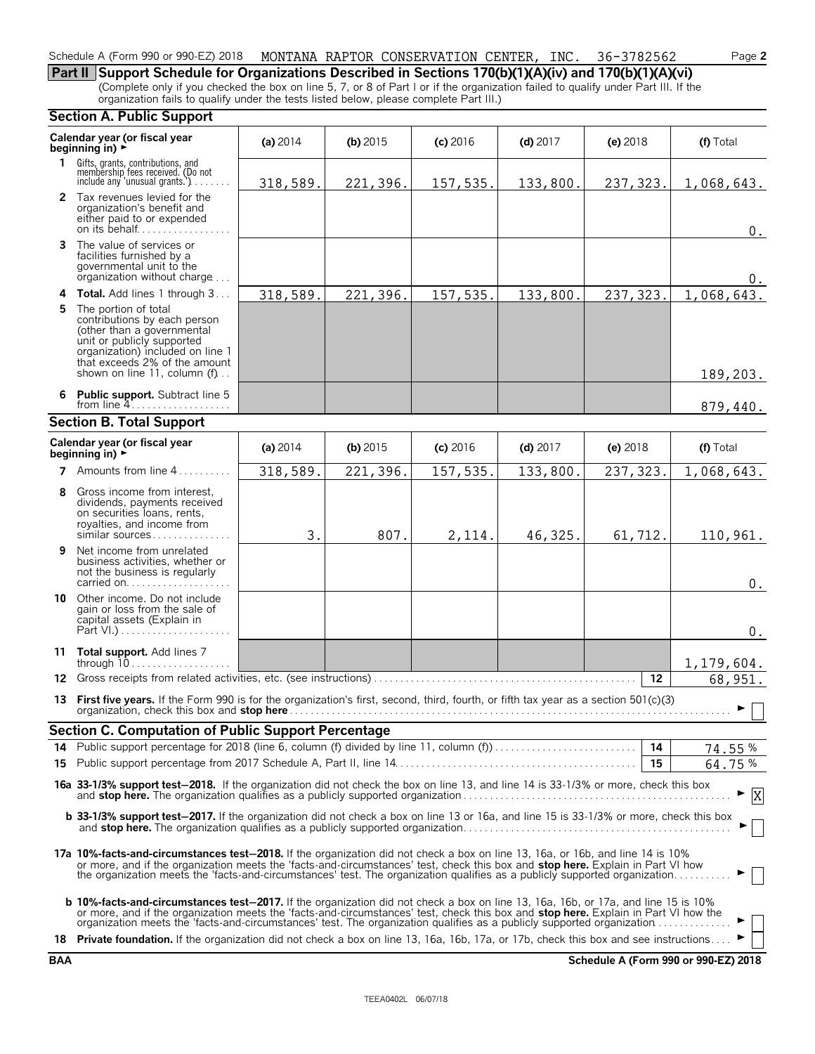Schedule A (Form 990 or 990-EZ) 2018 MONTANA RAPTOR CONSERVATION CENTER, INC. 36-3782562 Page **2**

## Part II Support Schedule for Organizations Described in Sections 170(b)(1)(A)(iv) and 170(b)(1)(A)(vi)

(Complete only if you checked the box on line 5, 7, or 8 of Part I or if the organization failed to qualify under Part III. If the organization fails to qualify under the tests listed below, please complete Part III.)

### Section A. Public Support

| Calendar year (or fiscal year beginning in) ► | (a) 2014 | (b) 2015 | (c) 2016 | (d) 2017 | (e) 2018 | (f) Total |
|---|---|---|---|---|---|---|
| **1** Gifts, grants, contributions, and membership fees received. (Do not include any 'unusual grants.') | 318,589. | 221,396. | 157,535. | 133,800. | 237,323. | 1,068,643. |
| **2** Tax revenues levied for the organization's benefit and either paid to or expended on its behalf | | | | | | 0. |
| **3** The value of services or facilities furnished by a governmental unit to the organization without charge | | | | | | 0. |
| **4 Total.** Add lines 1 through 3 | 318,589. | 221,396. | 157,535. | 133,800. | 237,323. | 1,068,643. |
| **5** The portion of total contributions by each person (other than a governmental unit or publicly supported organization) included on line 1 that exceeds 2% of the amount shown on line 11, column (f) | | | | | | 189,203. |
| **6 Public support.** Subtract line 5 from line 4 | | | | | | 879,440. |

### Section B. Total Support

| Calendar year (or fiscal year beginning in) ► | (a) 2014 | (b) 2015 | (c) 2016 | (d) 2017 | (e) 2018 | (f) Total |
|---|---|---|---|---|---|---|
| **7** Amounts from line 4 | 318,589. | 221,396. | 157,535. | 133,800. | 237,323. | 1,068,643. |
| **8** Gross income from interest, dividends, payments received on securities loans, rents, royalties, and income from similar sources | 3. | 807. | 2,114. | 46,325. | 61,712. | 110,961. |
| **9** Net income from unrelated business activities, whether or not the business is regularly carried on | | | | | | 0. |
| **10** Other income. Do not include gain or loss from the sale of capital assets (Explain in Part VI.) | | | | | | 0. |
| **11 Total support.** Add lines 7 through 10 | | | | | | 1,179,604. |

**12** Gross receipts from related activities, etc. (see instructions) — **12** — 68,951.

**13 First five years.** If the Form 990 is for the organization's first, second, third, fourth, or fifth tax year as a section 501(c)(3) organization, check this box and **stop here** ► ☐

### Section C. Computation of Public Support Percentage

**14** Public support percentage for 2018 (line 6, column (f) divided by line 11, column (f)) — **14** — 74.55 %

**15** Public support percentage from 2017 Schedule A, Part II, line 14 — **15** — 64.75 %

**16a 33-1/3% support test–2018.** If the organization did not check the box on line 13, and line 14 is 33-1/3% or more, check this box and **stop here.** The organization qualifies as a publicly supported organization ► [X]

**b 33-1/3% support test–2017.** If the organization did not check a box on line 13 or 16a, and line 15 is 33-1/3% or more, check this box and **stop here.** The organization qualifies as a publicly supported organization ► ☐

**17a 10%-facts-and-circumstances test–2018.** If the organization did not check a box on line 13, 16a, or 16b, and line 14 is 10% or more, and if the organization meets the 'facts-and-circumstances' test, check this box and **stop here.** Explain in Part VI how the organization meets the 'facts-and-circumstances' test. The organization qualifies as a publicly supported organization ► ☐

**b 10%-facts-and-circumstances test–2017.** If the organization did not check a box on line 13, 16a, 16b, or 17a, and line 15 is 10% or more, and if the organization meets the 'facts-and-circumstances' test, check this box and **stop here.** Explain in Part VI how the organization meets the 'facts-and-circumstances' test. The organization qualifies as a publicly supported organization ► ☐

**18 Private foundation.** If the organization did not check a box on line 13, 16a, 16b, 17a, or 17b, check this box and see instructions ► ☐

**BAA** **Schedule A (Form 990 or 990-EZ) 2018**

TEEA0402L 06/07/18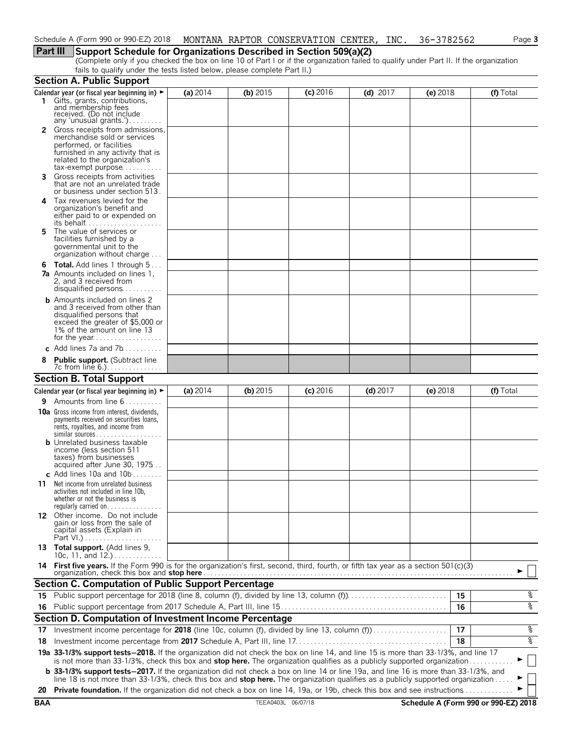Schedule A (Form 990 or 990-EZ) 2018 MONTANA RAPTOR CONSERVATION CENTER, INC. 36-3782562

## Part III Support Schedule for Organizations Described in Section 509(a)(2)

(Complete only if you checked the box on line 10 of Part I or if the organization failed to qualify under Part II. If the organization fails to qualify under the tests listed below, please complete Part II.)

### Section A. Public Support

| Calendar year (or fiscal year beginning in) ► | (a) 2014 | (b) 2015 | (c) 2016 | (d) 2017 | (e) 2018 | (f) Total |
|---|---|---|---|---|---|---|
| **1** Gifts, grants, contributions, and membership fees received. (Do not include any 'unusual grants.') | | | | | | |
| **2** Gross receipts from admissions, merchandise sold or services performed, or facilities furnished in any activity that is related to the organization's tax-exempt purpose | | | | | | |
| **3** Gross receipts from activities that are not an unrelated trade or business under section 513 | | | | | | |
| **4** Tax revenues levied for the organization's benefit and either paid to or expended on its behalf | | | | | | |
| **5** The value of services or facilities furnished by a governmental unit to the organization without charge | | | | | | |
| **6 Total.** Add lines 1 through 5 | | | | | | |
| **7a** Amounts included on lines 1, 2, and 3 received from disqualified persons | | | | | | |
| **b** Amounts included on lines 2 and 3 received from other than disqualified persons that exceed the greater of $5,000 or 1% of the amount on line 13 for the year | | | | | | |
| **c** Add lines 7a and 7b | | | | | | |
| **8 Public support.** (Subtract line 7c from line 6.) | | | | | | |

### Section B. Total Support

| Calendar year (or fiscal year beginning in) ► | (a) 2014 | (b) 2015 | (c) 2016 | (d) 2017 | (e) 2018 | (f) Total |
|---|---|---|---|---|---|---|
| **9** Amounts from line 6 | | | | | | |
| **10a** Gross income from interest, dividends, payments received on securities loans, rents, royalties, and income from similar sources | | | | | | |
| **b** Unrelated business taxable income (less section 511 taxes) from businesses acquired after June 30, 1975 | | | | | | |
| **c** Add lines 10a and 10b | | | | | | |
| **11** Net income from unrelated business activities not included in line 10b, whether or not the business is regularly carried on | | | | | | |
| **12** Other income. Do not include gain or loss from the sale of capital assets (Explain in Part VI.) | | | | | | |
| **13 Total support.** (Add lines 9, 10c, 11, and 12.) | | | | | | |

**14 First five years.** If the Form 990 is for the organization's first, second, third, fourth, or fifth tax year as a section 501(c)(3) organization, check this box and **stop here** ► ☐

### Section C. Computation of Public Support Percentage

| | | | |
|---|---|---|---|
| **15** | Public support percentage for 2018 (line 8, column (f), divided by line 13, column (f)) | 15 | % |
| **16** | Public support percentage from 2017 Schedule A, Part III, line 15 | 16 | % |

### Section D. Computation of Investment Income Percentage

| | | | |
|---|---|---|---|
| **17** | Investment income percentage for **2018** (line 10c, column (f), divided by line 13, column (f)) | 17 | % |
| **18** | Investment income percentage from **2017** Schedule A, Part III, line 17 | 18 | % |

**19a 33-1/3% support tests—2018.** If the organization did not check the box on line 14, and line 15 is more than 33-1/3%, and line 17 is not more than 33-1/3%, check this box and **stop here.** The organization qualifies as a publicly supported organization ► ☐

**b 33-1/3% support tests—2017.** If the organization did not check a box on line 14 or line 19a, and line 16 is more than 33-1/3%, and line 18 is not more than 33-1/3%, check this box and **stop here.** The organization qualifies as a publicly supported organization ► ☐

**20 Private foundation.** If the organization did not check a box on line 14, 19a, or 19b, check this box and see instructions ► ☐

BAA TEEA0403L 06/07/18 Schedule A (Form 990 or 990-EZ) 2018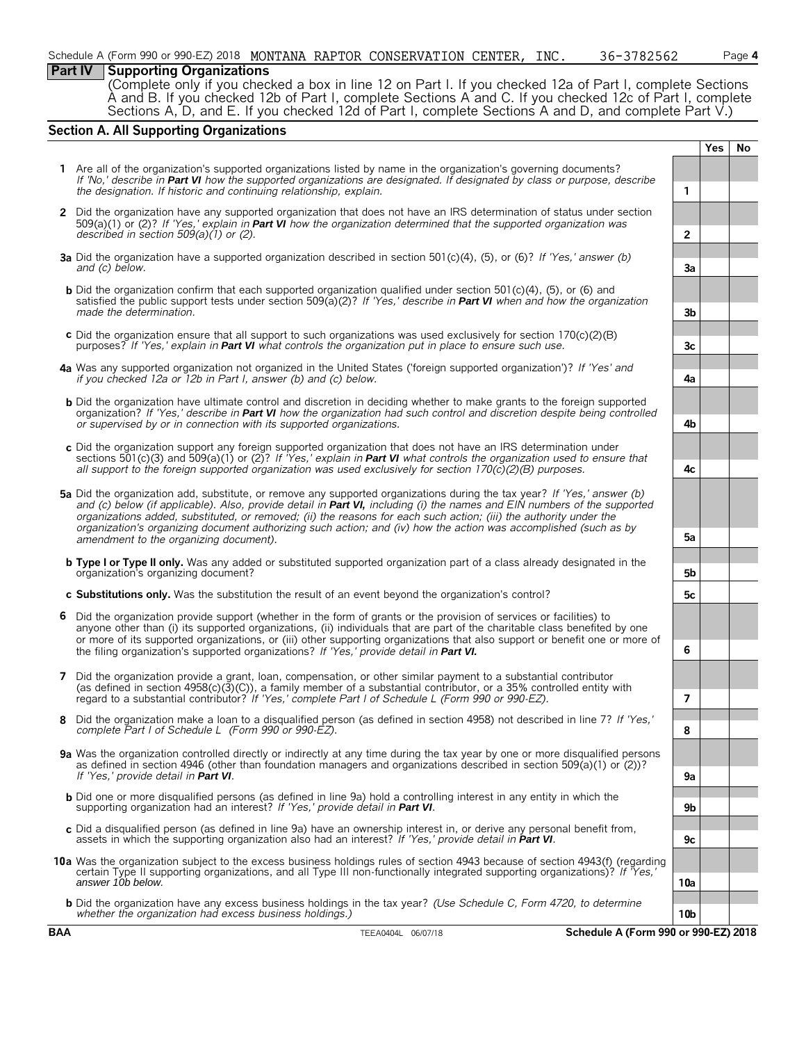Schedule A (Form 990 or 990-EZ) 2018 MONTANA RAPTOR CONSERVATION CENTER, INC. 36-3782562 Page **4**

## Part IV Supporting Organizations

(Complete only if you checked a box in line 12 on Part I. If you checked 12a of Part I, complete Sections A and B. If you checked 12b of Part I, complete Sections A and C. If you checked 12c of Part I, complete Sections A, D, and E. If you checked 12d of Part I, complete Sections A and D, and complete Part V.)

### Section A. All Supporting Organizations

| | | | Yes | No |
|---|---|---|---|---|
| **1** | Are all of the organization's supported organizations listed by name in the organization's governing documents? *If 'No,' describe in **Part VI** how the supported organizations are designated. If designated by class or purpose, describe the designation. If historic and continuing relationship, explain.* | 1 | | |
| **2** | Did the organization have any supported organization that does not have an IRS determination of status under section 509(a)(1) or (2)? *If 'Yes,' explain in **Part VI** how the organization determined that the supported organization was described in section 509(a)(1) or (2).* | 2 | | |
| **3a** | Did the organization have a supported organization described in section 501(c)(4), (5), or (6)? *If 'Yes,' answer (b) and (c) below.* | 3a | | |
| **b** | Did the organization confirm that each supported organization qualified under section 501(c)(4), (5), or (6) and satisfied the public support tests under section 509(a)(2)? *If 'Yes,' describe in **Part VI** when and how the organization made the determination.* | 3b | | |
| **c** | Did the organization ensure that all support to such organizations was used exclusively for section 170(c)(2)(B) purposes? *If 'Yes,' explain in **Part VI** what controls the organization put in place to ensure such use.* | 3c | | |
| **4a** | Was any supported organization not organized in the United States ('foreign supported organization')? *If 'Yes' and if you checked 12a or 12b in Part I, answer (b) and (c) below.* | 4a | | |
| **b** | Did the organization have ultimate control and discretion in deciding whether to make grants to the foreign supported organization? *If 'Yes,' describe in **Part VI** how the organization had such control and discretion despite being controlled or supervised by or in connection with its supported organizations.* | 4b | | |
| **c** | Did the organization support any foreign supported organization that does not have an IRS determination under sections 501(c)(3) and 509(a)(1) or (2)? *If 'Yes,' explain in **Part VI** what controls the organization used to ensure that all support to the foreign supported organization was used exclusively for section 170(c)(2)(B) purposes.* | 4c | | |
| **5a** | Did the organization add, substitute, or remove any supported organizations during the tax year? *If 'Yes,' answer (b) and (c) below (if applicable). Also, provide detail in **Part VI,** including (i) the names and EIN numbers of the supported organizations added, substituted, or removed; (ii) the reasons for each such action; (iii) the authority under the organization's organizing document authorizing such action; and (iv) how the action was accomplished (such as by amendment to the organizing document).* | 5a | | |
| **b** | **Type I or Type II only.** Was any added or substituted supported organization part of a class already designated in the organization's organizing document? | 5b | | |
| **c** | **Substitutions only.** Was the substitution the result of an event beyond the organization's control? | 5c | | |
| **6** | Did the organization provide support (whether in the form of grants or the provision of services or facilities) to anyone other than (i) its supported organizations, (ii) individuals that are part of the charitable class benefited by one or more of its supported organizations, or (iii) other supporting organizations that also support or benefit one or more of the filing organization's supported organizations? *If 'Yes,' provide detail in **Part VI.*** | 6 | | |
| **7** | Did the organization provide a grant, loan, compensation, or other similar payment to a substantial contributor (as defined in section 4958(c)(3)(C)), a family member of a substantial contributor, or a 35% controlled entity with regard to a substantial contributor? *If 'Yes,' complete Part I of Schedule L (Form 990 or 990-EZ).* | 7 | | |
| **8** | Did the organization make a loan to a disqualified person (as defined in section 4958) not described in line 7? *If 'Yes,' complete Part I of Schedule L (Form 990 or 990-EZ).* | 8 | | |
| **9a** | Was the organization controlled directly or indirectly at any time during the tax year by one or more disqualified persons as defined in section 4946 (other than foundation managers and organizations described in section 509(a)(1) or (2))? *If 'Yes,' provide detail in **Part VI**.* | 9a | | |
| **b** | Did one or more disqualified persons (as defined in line 9a) hold a controlling interest in any entity in which the supporting organization had an interest? *If 'Yes,' provide detail in **Part VI**.* | 9b | | |
| **c** | Did a disqualified person (as defined in line 9a) have an ownership interest in, or derive any personal benefit from, assets in which the supporting organization also had an interest? *If 'Yes,' provide detail in **Part VI**.* | 9c | | |
| **10a** | Was the organization subject to the excess business holdings rules of section 4943 because of section 4943(f) (regarding certain Type II supporting organizations, and all Type III non-functionally integrated supporting organizations)? *If 'Yes,' answer 10b below.* | 10a | | |
| **b** | Did the organization have any excess business holdings in the tax year? *(Use Schedule C, Form 4720, to determine whether the organization had excess business holdings.)* | 10b | | |

**BAA** TEEA0404L 06/07/18 **Schedule A (Form 990 or 990-EZ) 2018**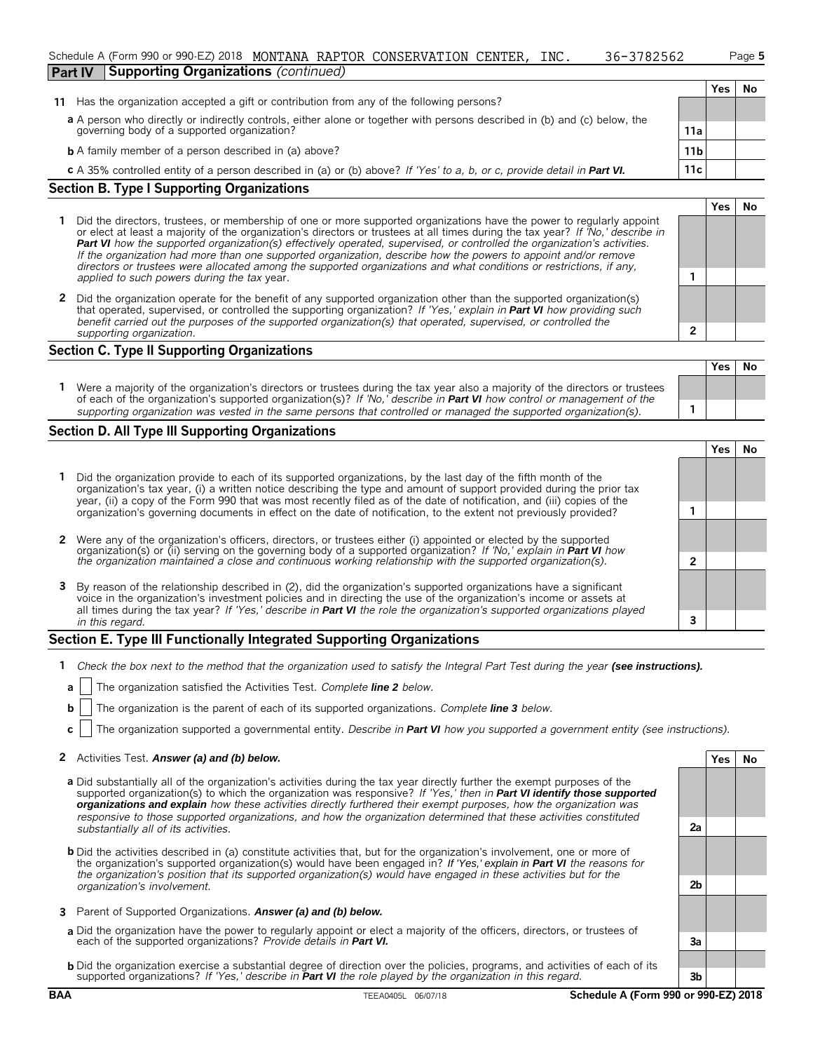Schedule A (Form 990 or 990-EZ) 2018 MONTANA RAPTOR CONSERVATION CENTER, INC. 36-3782562

## Part IV Supporting Organizations *(continued)*

| | | Yes | No |
|---|---|---|---|
| **11** Has the organization accepted a gift or contribution from any of the following persons? | | | |
| **a** A person who directly or indirectly controls, either alone or together with persons described in (b) and (c) below, the governing body of a supported organization? | 11a | | |
| **b** A family member of a person described in (a) above? | 11b | | |
| **c** A 35% controlled entity of a person described in (a) or (b) above? *If 'Yes' to a, b, or c, provide detail in **Part VI.*** | 11c | | |

### Section B. Type I Supporting Organizations

| | | Yes | No |
|---|---|---|---|
| **1** Did the directors, trustees, or membership of one or more supported organizations have the power to regularly appoint or elect at least a majority of the organization's directors or trustees at all times during the tax year? *If 'No,' describe in **Part VI** how the supported organization(s) effectively operated, supervised, or controlled the organization's activities. If the organization had more than one supported organization, describe how the powers to appoint and/or remove directors or trustees were allocated among the supported organizations and what conditions or restrictions, if any, applied to such powers during the tax* year. | 1 | | |
| **2** Did the organization operate for the benefit of any supported organization other than the supported organization(s) that operated, supervised, or controlled the supporting organization? *If 'Yes,' explain in **Part VI** how providing such benefit carried out the purposes of the supported organization(s) that operated, supervised, or controlled the supporting organization.* | 2 | | |

### Section C. Type II Supporting Organizations

| | | Yes | No |
|---|---|---|---|
| **1** Were a majority of the organization's directors or trustees during the tax year also a majority of the directors or trustees of each of the organization's supported organization(s)? *If 'No,' describe in **Part VI** how control or management of the supporting organization was vested in the same persons that controlled or managed the supported organization(s).* | 1 | | |

### Section D. All Type III Supporting Organizations

| | | Yes | No |
|---|---|---|---|
| **1** Did the organization provide to each of its supported organizations, by the last day of the fifth month of the organization's tax year, (i) a written notice describing the type and amount of support provided during the prior tax year, (ii) a copy of the Form 990 that was most recently filed as of the date of notification, and (iii) copies of the organization's governing documents in effect on the date of notification, to the extent not previously provided? | 1 | | |
| **2** Were any of the organization's officers, directors, or trustees either (i) appointed or elected by the supported organization(s) or (ii) serving on the governing body of a supported organization? *If 'No,' explain in **Part VI** how the organization maintained a close and continuous working relationship with the supported organization(s).* | 2 | | |
| **3** By reason of the relationship described in (2), did the organization's supported organizations have a significant voice in the organization's investment policies and in directing the use of the organization's income or assets at all times during the tax year? *If 'Yes,' describe in **Part VI** the role the organization's supported organizations played in this regard.* | 3 | | |

### Section E. Type III Functionally Integrated Supporting Organizations

**1** *Check the box next to the method that the organization used to satisfy the Integral Part Test during the year **(see instructions).***

**a** ☐ The organization satisfied the Activities Test. *Complete **line 2** below.*

**b** ☐ The organization is the parent of each of its supported organizations. *Complete **line 3** below.*

**c** ☐ The organization supported a governmental entity. *Describe in **Part VI** how you supported a government entity (see instructions).*

| | | Yes | No |
|---|---|---|---|
| **2** Activities Test. ***Answer (a) and (b) below.*** | | | |
| **a** Did substantially all of the organization's activities during the tax year directly further the exempt purposes of the supported organization(s) to which the organization was responsive? *If 'Yes,' then in **Part VI identify those supported organizations and explain** how these activities directly furthered their exempt purposes, how the organization was responsive to those supported organizations, and how the organization determined that these activities constituted substantially all of its activities.* | 2a | | |
| **b** Did the activities described in (a) constitute activities that, but for the organization's involvement, one or more of the organization's supported organization(s) would have been engaged in? *If 'Yes,' explain in **Part VI** the reasons for the organization's position that its supported organization(s) would have engaged in these activities but for the organization's involvement.* | 2b | | |
| **3** Parent of Supported Organizations. ***Answer (a) and (b) below.*** | | | |
| **a** Did the organization have the power to regularly appoint or elect a majority of the officers, directors, or trustees of each of the supported organizations? *Provide details in **Part VI.*** | 3a | | |
| **b** Did the organization exercise a substantial degree of direction over the policies, programs, and activities of each of its supported organizations? *If 'Yes,' describe in **Part VI** the role played by the organization in this regard.* | 3b | | |

BAA TEEA0405L 06/07/18 Schedule A (Form 990 or 990-EZ) 2018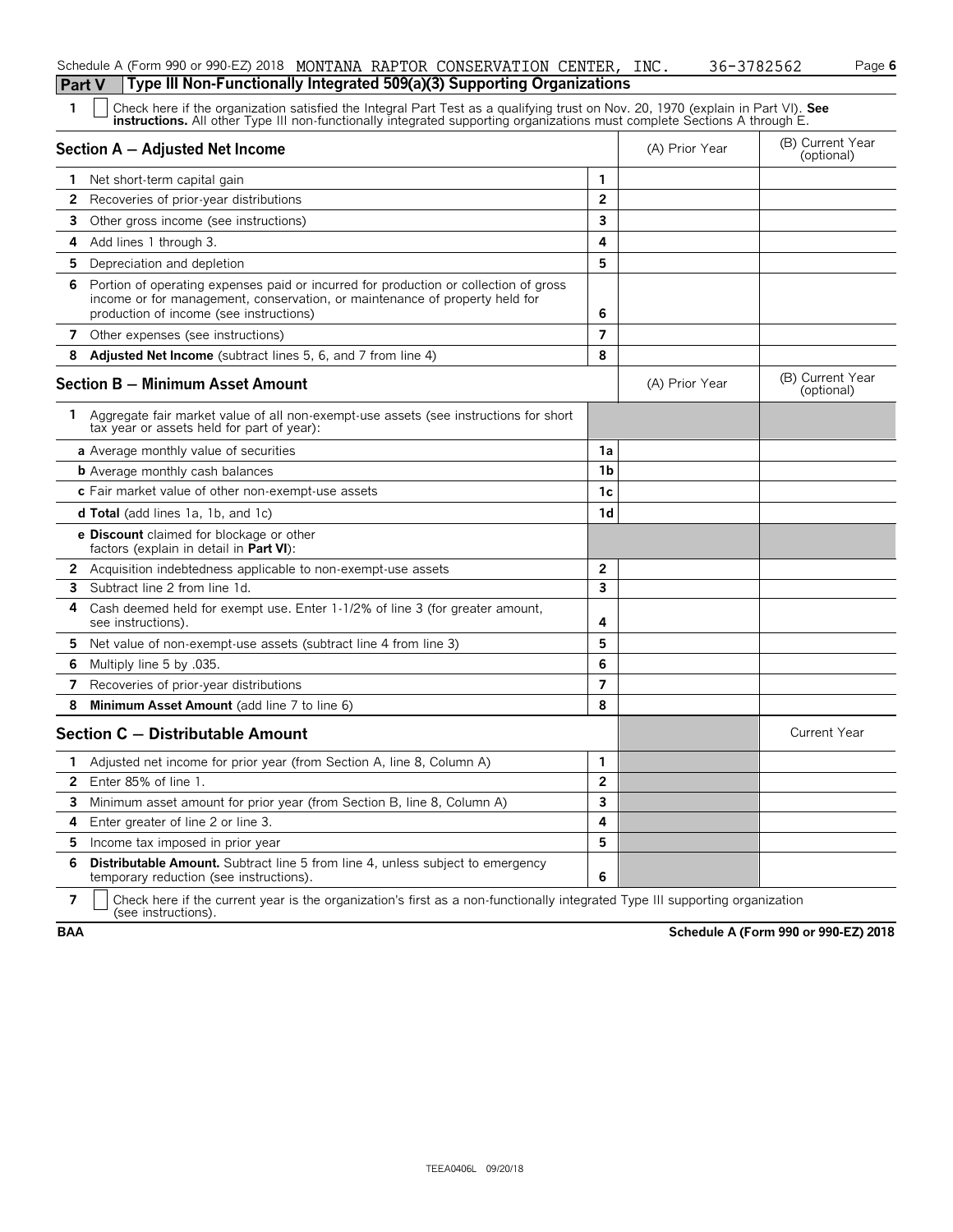Schedule A (Form 990 or 990-EZ) 2018 MONTANA RAPTOR CONSERVATION CENTER, INC. 36-3782562 Page 6

## Part V Type III Non-Functionally Integrated 509(a)(3) Supporting Organizations

**1** ☐ Check here if the organization satisfied the Integral Part Test as a qualifying trust on Nov. 20, 1970 (explain in Part VI). **See instructions.** All other Type III non-functionally integrated supporting organizations must complete Sections A through E.

| Section A — Adjusted Net Income | | (A) Prior Year | (B) Current Year (optional) |
|---|---|---|---|
| **1** Net short-term capital gain | 1 | | |
| **2** Recoveries of prior-year distributions | 2 | | |
| **3** Other gross income (see instructions) | 3 | | |
| **4** Add lines 1 through 3. | 4 | | |
| **5** Depreciation and depletion | 5 | | |
| **6** Portion of operating expenses paid or incurred for production or collection of gross income or for management, conservation, or maintenance of property held for production of income (see instructions) | 6 | | |
| **7** Other expenses (see instructions) | 7 | | |
| **8** **Adjusted Net Income** (subtract lines 5, 6, and 7 from line 4) | 8 | | |

| Section B — Minimum Asset Amount | | (A) Prior Year | (B) Current Year (optional) |
|---|---|---|---|
| **1** Aggregate fair market value of all non-exempt-use assets (see instructions for short tax year or assets held for part of year): | | | |
| **a** Average monthly value of securities | 1a | | |
| **b** Average monthly cash balances | 1b | | |
| **c** Fair market value of other non-exempt-use assets | 1c | | |
| **d Total** (add lines 1a, 1b, and 1c) | 1d | | |
| **e Discount** claimed for blockage or other factors (explain in detail in **Part VI**): | | | |
| **2** Acquisition indebtedness applicable to non-exempt-use assets | 2 | | |
| **3** Subtract line 2 from line 1d. | 3 | | |
| **4** Cash deemed held for exempt use. Enter 1-1/2% of line 3 (for greater amount, see instructions). | 4 | | |
| **5** Net value of non-exempt-use assets (subtract line 4 from line 3) | 5 | | |
| **6** Multiply line 5 by .035. | 6 | | |
| **7** Recoveries of prior-year distributions | 7 | | |
| **8** **Minimum Asset Amount** (add line 7 to line 6) | 8 | | |

| Section C — Distributable Amount | | | Current Year |
|---|---|---|---|
| **1** Adjusted net income for prior year (from Section A, line 8, Column A) | 1 | | |
| **2** Enter 85% of line 1. | 2 | | |
| **3** Minimum asset amount for prior year (from Section B, line 8, Column A) | 3 | | |
| **4** Enter greater of line 2 or line 3. | 4 | | |
| **5** Income tax imposed in prior year | 5 | | |
| **6** **Distributable Amount.** Subtract line 5 from line 4, unless subject to emergency temporary reduction (see instructions). | 6 | | |

**7** ☐ Check here if the current year is the organization's first as a non-functionally integrated Type III supporting organization (see instructions).

**BAA** **Schedule A (Form 990 or 990-EZ) 2018**

TEEA0406L 09/20/18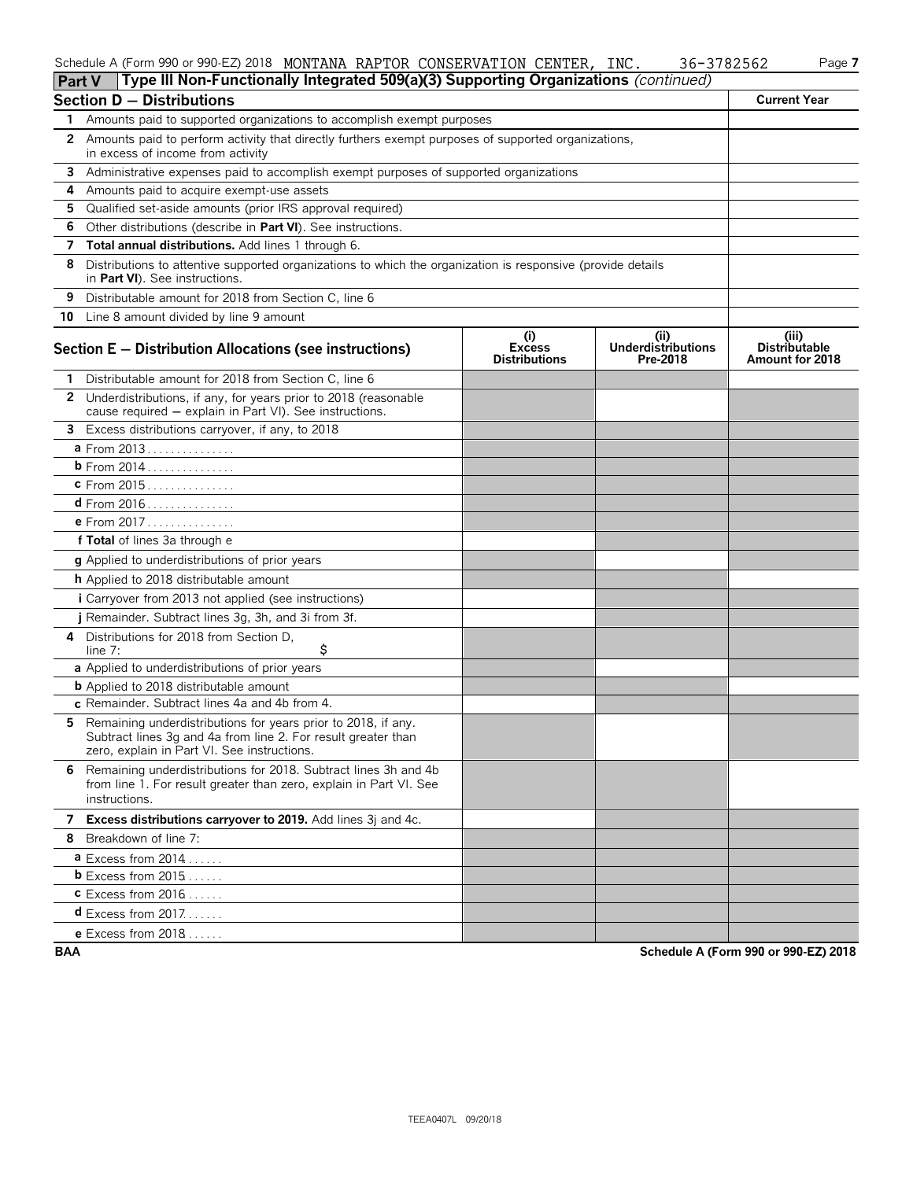Schedule A (Form 990 or 990-EZ) 2018 MONTANA RAPTOR CONSERVATION CENTER, INC. 36-3782562

## Part V Type III Non-Functionally Integrated 509(a)(3) Supporting Organizations *(continued)*

| Section D — Distributions | Current Year |
|---|---|
| 1 Amounts paid to supported organizations to accomplish exempt purposes | |
| 2 Amounts paid to perform activity that directly furthers exempt purposes of supported organizations, in excess of income from activity | |
| 3 Administrative expenses paid to accomplish exempt purposes of supported organizations | |
| 4 Amounts paid to acquire exempt-use assets | |
| 5 Qualified set-aside amounts (prior IRS approval required) | |
| 6 Other distributions (describe in **Part VI**). See instructions. | |
| 7 **Total annual distributions.** Add lines 1 through 6. | |
| 8 Distributions to attentive supported organizations to which the organization is responsive (provide details in **Part VI**). See instructions. | |
| 9 Distributable amount for 2018 from Section C, line 6 | |
| 10 Line 8 amount divided by line 9 amount | |

| Section E — Distribution Allocations (see instructions) | (i) Excess Distributions | (ii) Underdistributions Pre-2018 | (iii) Distributable Amount for 2018 |
|---|---|---|---|
| 1 Distributable amount for 2018 from Section C, line 6 | | | |
| 2 Underdistributions, if any, for years prior to 2018 (reasonable cause required — explain in Part VI). See instructions. | | | |
| 3 Excess distributions carryover, if any, to 2018 | | | |
| a From 2013 | | | |
| b From 2014 | | | |
| c From 2015 | | | |
| d From 2016 | | | |
| e From 2017 | | | |
| f **Total** of lines 3a through e | | | |
| g Applied to underdistributions of prior years | | | |
| h Applied to 2018 distributable amount | | | |
| i Carryover from 2013 not applied (see instructions) | | | |
| j Remainder. Subtract lines 3g, 3h, and 3i from 3f. | | | |
| 4 Distributions for 2018 from Section D, line 7: $ | | | |
| a Applied to underdistributions of prior years | | | |
| b Applied to 2018 distributable amount | | | |
| c Remainder. Subtract lines 4a and 4b from 4. | | | |
| 5 Remaining underdistributions for years prior to 2018, if any. Subtract lines 3g and 4a from line 2. For result greater than zero, explain in Part VI. See instructions. | | | |
| 6 Remaining underdistributions for 2018. Subtract lines 3h and 4b from line 1. For result greater than zero, explain in Part VI. See instructions. | | | |
| 7 **Excess distributions carryover to 2019.** Add lines 3j and 4c. | | | |
| 8 Breakdown of line 7: | | | |
| a Excess from 2014 | | | |
| b Excess from 2015 | | | |
| c Excess from 2016 | | | |
| d Excess from 2017 | | | |
| e Excess from 2018 | | | |

BAA Schedule A (Form 990 or 990-EZ) 2018

TEEA0407L 09/20/18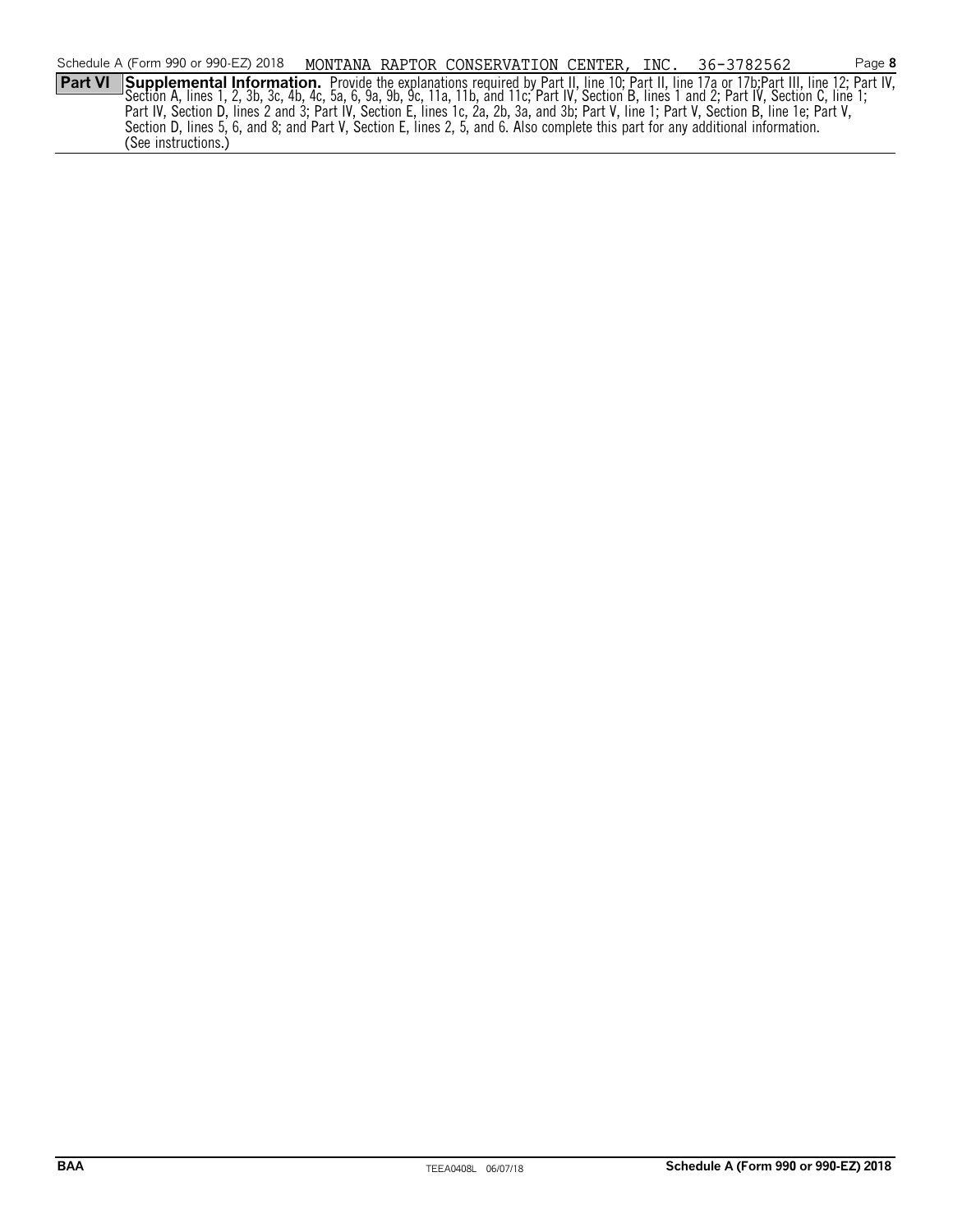Schedule A (Form 990 or 990-EZ) 2018 MONTANA RAPTOR CONSERVATION CENTER, INC. 36-3782562

**Part VI** **Supplemental Information.** Provide the explanations required by Part II, line 10; Part II, line 17a or 17b;Part III, line 12; Part IV, Section A, lines 1, 2, 3b, 3c, 4b, 4c, 5a, 6, 9a, 9b, 9c, 11a, 11b, and 11c; Part IV, Section B, lines 1 and 2; Part IV, Section C, line 1; Part IV, Section D, lines 2 and 3; Part IV, Section E, lines 1c, 2a, 2b, 3a, and 3b; Part V, line 1; Part V, Section B, line 1e; Part V, Section D, lines 5, 6, and 8; and Part V, Section E, lines 2, 5, and 6. Also complete this part for any additional information. (See instructions.)

BAA TEEA0408L 06/07/18 Schedule A (Form 990 or 990-EZ) 2018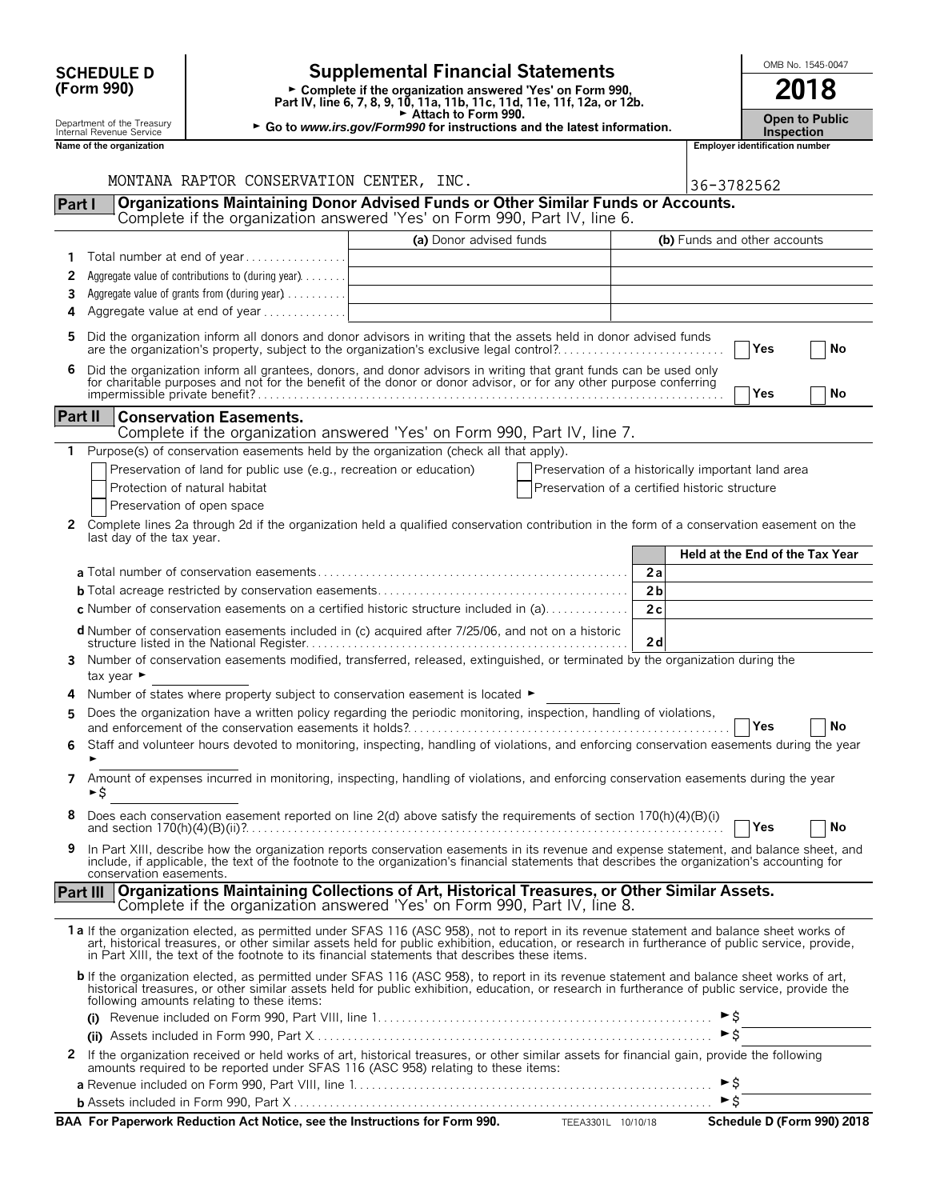**SCHEDULE D (Form 990)**

Department of the Treasury
Internal Revenue Service

# Supplemental Financial Statements

► Complete if the organization answered 'Yes' on Form 990, Part IV, line 6, 7, 8, 9, 10, 11a, 11b, 11c, 11d, 11e, 11f, 12a, or 12b.
► Attach to Form 990.
► Go to *www.irs.gov/Form990* for instructions and the latest information.

OMB No. 1545-0047

**2018**

**Open to Public Inspection**

**Name of the organization**: MONTANA RAPTOR CONSERVATION CENTER, INC.

**Employer identification number**: 36-3782562

## Part I — Organizations Maintaining Donor Advised Funds or Other Similar Funds or Accounts.
Complete if the organization answered 'Yes' on Form 990, Part IV, line 6.

| | | (a) Donor advised funds | (b) Funds and other accounts |
|---|---|---|---|
| 1 | Total number at end of year | | |
| 2 | Aggregate value of contributions to (during year) | | |
| 3 | Aggregate value of grants from (during year) | | |
| 4 | Aggregate value at end of year | | |

5 Did the organization inform all donors and donor advisors in writing that the assets held in donor advised funds are the organization's property, subject to the organization's exclusive legal control? ☐ Yes ☐ No

6 Did the organization inform all grantees, donors, and donor advisors in writing that grant funds can be used only for charitable purposes and not for the benefit of the donor or donor advisor, or for any other purpose conferring impermissible private benefit? ☐ Yes ☐ No

## Part II — Conservation Easements.
Complete if the organization answered 'Yes' on Form 990, Part IV, line 7.

1 Purpose(s) of conservation easements held by the organization (check all that apply).

☐ Preservation of land for public use (e.g., recreation or education)
☐ Protection of natural habitat
☐ Preservation of open space
☐ Preservation of a historically important land area
☐ Preservation of a certified historic structure

2 Complete lines 2a through 2d if the organization held a qualified conservation contribution in the form of a conservation easement on the last day of the tax year.

| | | Held at the End of the Tax Year |
|---|---|---|
| **a** Total number of conservation easements | 2a | |
| **b** Total acreage restricted by conservation easements | 2b | |
| **c** Number of conservation easements on a certified historic structure included in (a) | 2c | |
| **d** Number of conservation easements included in (c) acquired after 7/25/06, and not on a historic structure listed in the National Register | 2d | |

3 Number of conservation easements modified, transferred, released, extinguished, or terminated by the organization during the tax year ►

4 Number of states where property subject to conservation easement is located ►

5 Does the organization have a written policy regarding the periodic monitoring, inspection, handling of violations, and enforcement of the conservation easements it holds? ☐ Yes ☐ No

6 Staff and volunteer hours devoted to monitoring, inspecting, handling of violations, and enforcing conservation easements during the year ►

7 Amount of expenses incurred in monitoring, inspecting, handling of violations, and enforcing conservation easements during the year ►$

8 Does each conservation easement reported on line 2(d) above satisfy the requirements of section 170(h)(4)(B)(i) and section 170(h)(4)(B)(ii)? ☐ Yes ☐ No

9 In Part XIII, describe how the organization reports conservation easements in its revenue and expense statement, and balance sheet, and include, if applicable, the text of the footnote to the organization's financial statements that describes the organization's accounting for conservation easements.

## Part III — Organizations Maintaining Collections of Art, Historical Treasures, or Other Similar Assets.
Complete if the organization answered 'Yes' on Form 990, Part IV, line 8.

**1a** If the organization elected, as permitted under SFAS 116 (ASC 958), not to report in its revenue statement and balance sheet works of art, historical treasures, or other similar assets held for public exhibition, education, or research in furtherance of public service, provide, in Part XIII, the text of the footnote to its financial statements that describes these items.

**b** If the organization elected, as permitted under SFAS 116 (ASC 958), to report in its revenue statement and balance sheet works of art, historical treasures, or other similar assets held for public exhibition, education, or research in furtherance of public service, provide the following amounts relating to these items:

(i) Revenue included on Form 990, Part VIII, line 1 ►$

(ii) Assets included in Form 990, Part X ►$

2 If the organization received or held works of art, historical treasures, or other similar assets for financial gain, provide the following amounts required to be reported under SFAS 116 (ASC 958) relating to these items:

**a** Revenue included on Form 990, Part VIII, line 1 ►$

**b** Assets included in Form 990, Part X ►$

**BAA For Paperwork Reduction Act Notice, see the Instructions for Form 990.** TEEA3301L 10/10/18 **Schedule D (Form 990) 2018**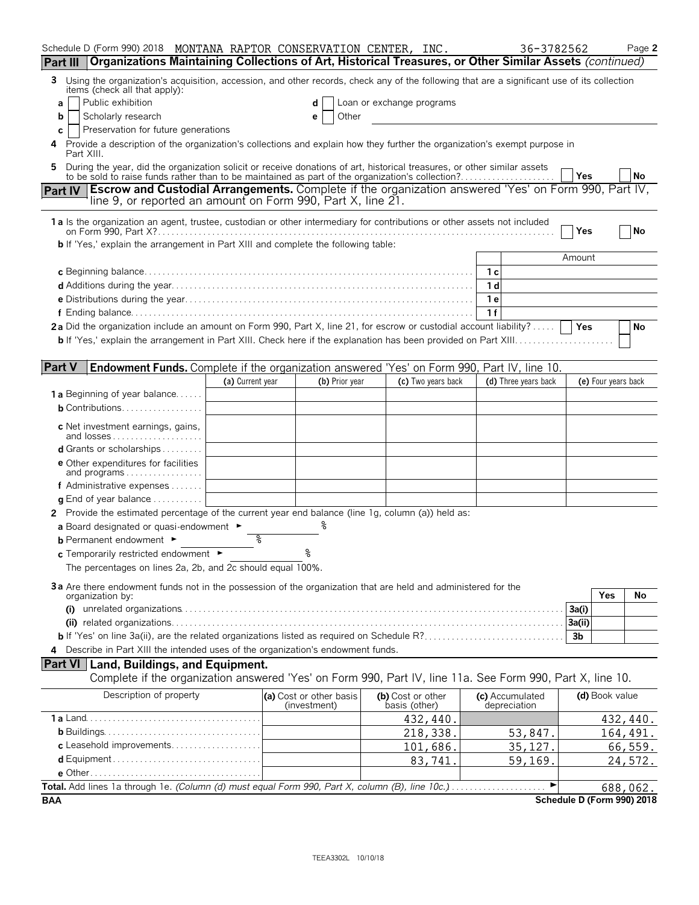Schedule D (Form 990) 2018 MONTANA RAPTOR CONSERVATION CENTER, INC. 36-3782562 Page 2

**Part III** **Organizations Maintaining Collections of Art, Historical Treasures, or Other Similar Assets** *(continued)*

3 Using the organization's acquisition, accession, and other records, check any of the following that are a significant use of its collection items (check all that apply):

a ☐ Public exhibition
b ☐ Scholarly research
c ☐ Preservation for future generations
d ☐ Loan or exchange programs
e ☐ Other

4 Provide a description of the organization's collections and explain how they further the organization's exempt purpose in Part XIII.

5 During the year, did the organization solicit or receive donations of art, historical treasures, or other similar assets to be sold to raise funds rather than to be maintained as part of the organization's collection? ☐ Yes ☐ No

**Part IV** **Escrow and Custodial Arrangements.** Complete if the organization answered 'Yes' on Form 990, Part IV, line 9, or reported an amount on Form 990, Part X, line 21.

1a Is the organization an agent, trustee, custodian or other intermediary for contributions or other assets not included on Form 990, Part X? ☐ Yes ☐ No

b If 'Yes,' explain the arrangement in Part XIII and complete the following table:

| | | Amount |
|---|---|---|
| c Beginning balance | 1c | |
| d Additions during the year | 1d | |
| e Distributions during the year | 1e | |
| f Ending balance | 1f | |

2a Did the organization include an amount on Form 990, Part X, line 21, for escrow or custodial account liability? ☐ Yes ☐ No

b If 'Yes,' explain the arrangement in Part XIII. Check here if the explanation has been provided on Part XIII ☐

**Part V** **Endowment Funds.** Complete if the organization answered 'Yes' on Form 990, Part IV, line 10.

| | (a) Current year | (b) Prior year | (c) Two years back | (d) Three years back | (e) Four years back |
|---|---|---|---|---|---|
| 1a Beginning of year balance | | | | | |
| b Contributions | | | | | |
| c Net investment earnings, gains, and losses | | | | | |
| d Grants or scholarships | | | | | |
| e Other expenditures for facilities and programs | | | | | |
| f Administrative expenses | | | | | |
| g End of year balance | | | | | |

2 Provide the estimated percentage of the current year end balance (line 1g, column (a)) held as:

a Board designated or quasi-endowment ► %
b Permanent endowment ► %
c Temporarily restricted endowment ► %

The percentages on lines 2a, 2b, and 2c should equal 100%.

3a Are there endowment funds not in the possession of the organization that are held and administered for the organization by:

| | | Yes | No |
|---|---|---|---|
| (i) unrelated organizations | 3a(i) | | |
| (ii) related organizations | 3a(ii) | | |
| b If 'Yes' on line 3a(ii), are the related organizations listed as required on Schedule R? | 3b | | |

4 Describe in Part XIII the intended uses of the organization's endowment funds.

**Part VI** **Land, Buildings, and Equipment.**
Complete if the organization answered 'Yes' on Form 990, Part IV, line 11a. See Form 990, Part X, line 10.

| Description of property | (a) Cost or other basis (investment) | (b) Cost or other basis (other) | (c) Accumulated depreciation | (d) Book value |
|---|---|---|---|---|
| 1a Land | | 432,440. | | 432,440. |
| b Buildings | | 218,338. | 53,847. | 164,491. |
| c Leasehold improvements | | 101,686. | 35,127. | 66,559. |
| d Equipment | | 83,741. | 59,169. | 24,572. |
| e Other | | | | |
| **Total.** Add lines 1a through 1e. *(Column (d) must equal Form 990, Part X, column (B), line 10c.)* ► | | | | 688,062. |

BAA Schedule D (Form 990) 2018

TEEA3302L 10/10/18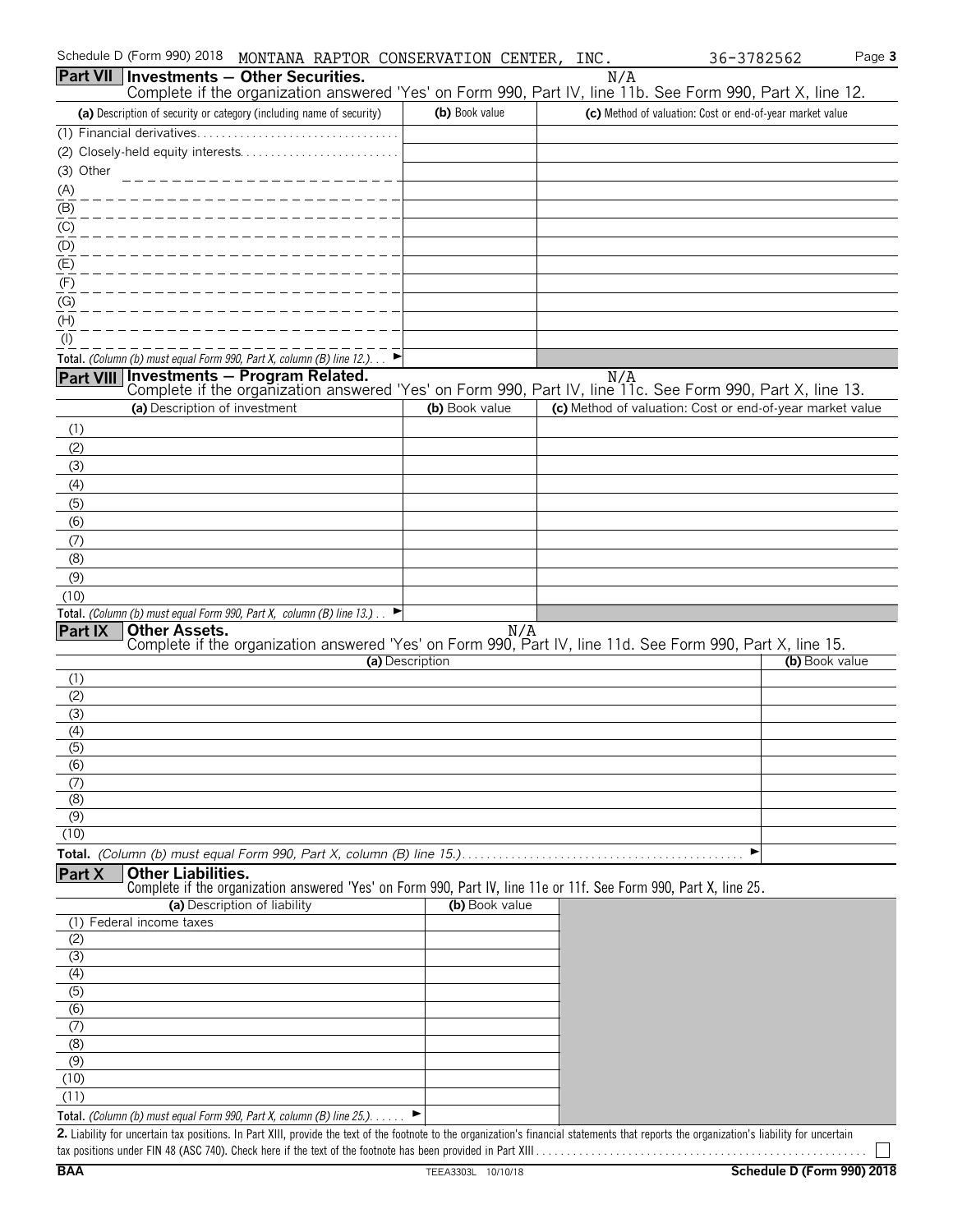Schedule D (Form 990) 2018 MONTANA RAPTOR CONSERVATION CENTER, INC. 36-3782562

## Part VII Investments — Other Securities.

N/A

Complete if the organization answered 'Yes' on Form 990, Part IV, line 11b. See Form 990, Part X, line 12.

| (a) Description of security or category (including name of security) | (b) Book value | (c) Method of valuation: Cost or end-of-year market value |
|---|---|---|
| (1) Financial derivatives | | |
| (2) Closely-held equity interests | | |
| (3) Other | | |
| (A) | | |
| (B) | | |
| (C) | | |
| (D) | | |
| (E) | | |
| (F) | | |
| (G) | | |
| (H) | | |
| (I) | | |
| **Total.** *(Column (b) must equal Form 990, Part X, column (B) line 12.)* ► | | |

## Part VIII Investments — Program Related.

N/A

Complete if the organization answered 'Yes' on Form 990, Part IV, line 11c. See Form 990, Part X, line 13.

| (a) Description of investment | (b) Book value | (c) Method of valuation: Cost or end-of-year market value |
|---|---|---|
| (1) | | |
| (2) | | |
| (3) | | |
| (4) | | |
| (5) | | |
| (6) | | |
| (7) | | |
| (8) | | |
| (9) | | |
| (10) | | |
| **Total.** *(Column (b) must equal Form 990, Part X, column (B) line 13.)* ► | | |

## Part IX Other Assets.

N/A

Complete if the organization answered 'Yes' on Form 990, Part IV, line 11d. See Form 990, Part X, line 15.

| (a) Description | (b) Book value |
|---|---|
| (1) | |
| (2) | |
| (3) | |
| (4) | |
| (5) | |
| (6) | |
| (7) | |
| (8) | |
| (9) | |
| (10) | |
| **Total.** *(Column (b) must equal Form 990, Part X, column (B) line 15.)* ► | |

## Part X Other Liabilities.

Complete if the organization answered 'Yes' on Form 990, Part IV, line 11e or 11f. See Form 990, Part X, line 25.

| (a) Description of liability | (b) Book value |
|---|---|
| (1) Federal income taxes | |
| (2) | |
| (3) | |
| (4) | |
| (5) | |
| (6) | |
| (7) | |
| (8) | |
| (9) | |
| (10) | |
| (11) | |
| **Total.** *(Column (b) must equal Form 990, Part X, column (B) line 25.)* ► | |

**2.** Liability for uncertain tax positions. In Part XIII, provide the text of the footnote to the organization's financial statements that reports the organization's liability for uncertain tax positions under FIN 48 (ASC 740). Check here if the text of the footnote has been provided in Part XIII ☐

BAA TEEA3303L 10/10/18 **Schedule D (Form 990) 2018**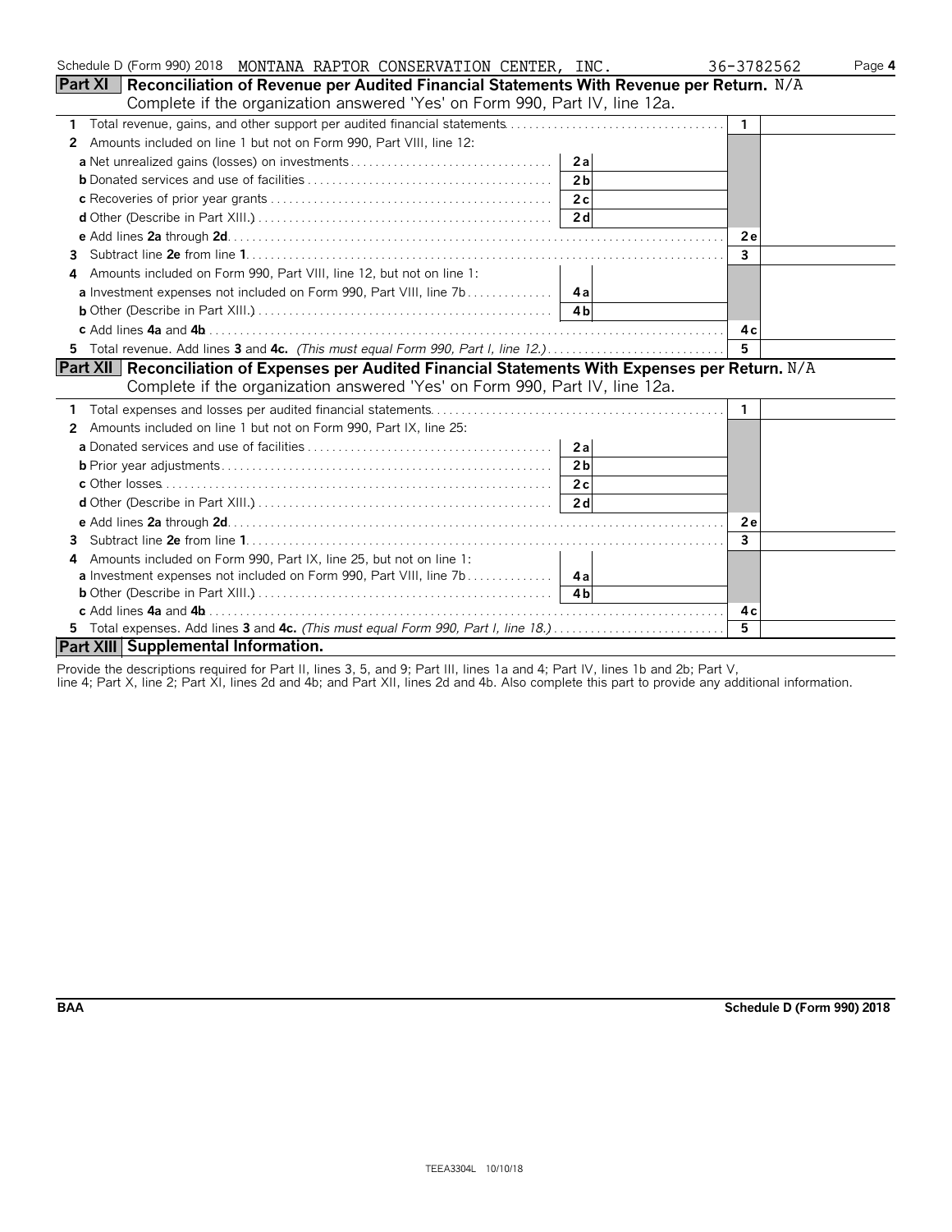Schedule D (Form 990) 2018 MONTANA RAPTOR CONSERVATION CENTER, INC. 36-3782562 Page **4**

## Part XI Reconciliation of Revenue per Audited Financial Statements With Revenue per Return. N/A

Complete if the organization answered 'Yes' on Form 990, Part IV, line 12a.

| | | | | |
|---|---|---|---|---|
| **1** Total revenue, gains, and other support per audited financial statements | | | 1 | |
| **2** Amounts included on line 1 but not on Form 990, Part VIII, line 12: | | | | |
| **a** Net unrealized gains (losses) on investments | 2a | | | |
| **b** Donated services and use of facilities | 2b | | | |
| **c** Recoveries of prior year grants | 2c | | | |
| **d** Other (Describe in Part XIII.) | 2d | | | |
| **e** Add lines **2a** through **2d** | | | 2e | |
| **3** Subtract line **2e** from line **1** | | | 3 | |
| **4** Amounts included on Form 990, Part VIII, line 12, but not on line 1: | | | | |
| **a** Investment expenses not included on Form 990, Part VIII, line 7b | 4a | | | |
| **b** Other (Describe in Part XIII.) | 4b | | | |
| **c** Add lines **4a** and **4b** | | | 4c | |
| **5** Total revenue. Add lines **3** and **4c.** *(This must equal Form 990, Part I, line 12.)* | | | 5 | |

## Part XII Reconciliation of Expenses per Audited Financial Statements With Expenses per Return. N/A

Complete if the organization answered 'Yes' on Form 990, Part IV, line 12a.

| | | | | |
|---|---|---|---|---|
| **1** Total expenses and losses per audited financial statements | | | 1 | |
| **2** Amounts included on line 1 but not on Form 990, Part IX, line 25: | | | | |
| **a** Donated services and use of facilities | 2a | | | |
| **b** Prior year adjustments | 2b | | | |
| **c** Other losses | 2c | | | |
| **d** Other (Describe in Part XIII.) | 2d | | | |
| **e** Add lines **2a** through **2d** | | | 2e | |
| **3** Subtract line **2e** from line **1** | | | 3 | |
| **4** Amounts included on Form 990, Part IX, line 25, but not on line 1: | | | | |
| **a** Investment expenses not included on Form 990, Part VIII, line 7b | 4a | | | |
| **b** Other (Describe in Part XIII.) | 4b | | | |
| **c** Add lines **4a** and **4b** | | | 4c | |
| **5** Total expenses. Add lines **3** and **4c.** *(This must equal Form 990, Part I, line 18.)* | | | 5 | |

## Part XIII Supplemental Information.

Provide the descriptions required for Part II, lines 3, 5, and 9; Part III, lines 1a and 4; Part IV, lines 1b and 2b; Part V, line 4; Part X, line 2; Part XI, lines 2d and 4b; and Part XII, lines 2d and 4b. Also complete this part to provide any additional information.

BAA Schedule D (Form 990) 2018

TEEA3304L 10/10/18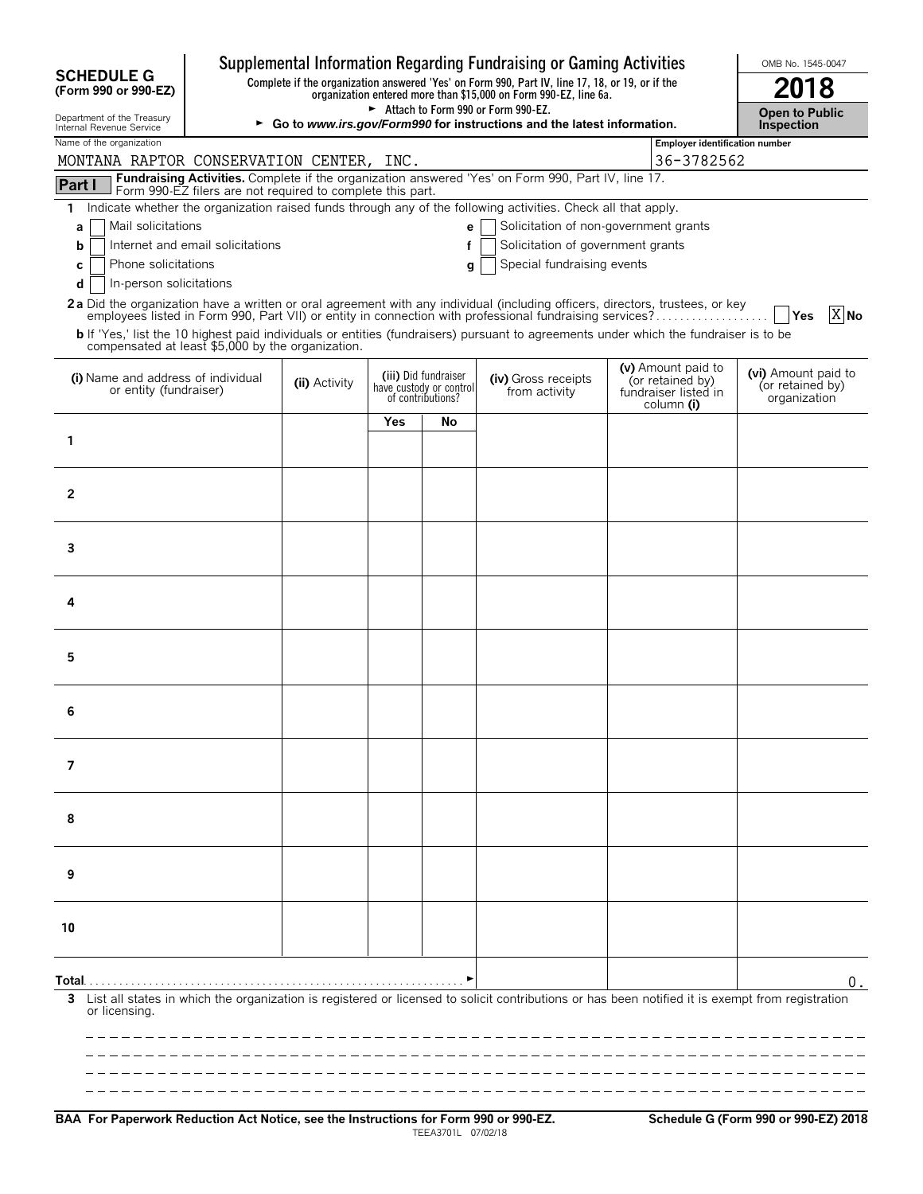**SCHEDULE G**
**(Form 990 or 990-EZ)**

Department of the Treasury
Internal Revenue Service

# Supplemental Information Regarding Fundraising or Gaming Activities

**Complete if the organization answered 'Yes' on Form 990, Part IV, line 17, 18, or 19, or if the organization entered more than $15,000 on Form 990-EZ, line 6a.**

► Attach to Form 990 or Form 990-EZ.

► **Go to *www.irs.gov/Form990* for instructions and the latest information.**

OMB No. 1545-0047

**2018**

**Open to Public Inspection**

Name of the organization: MONTANA RAPTOR CONSERVATION CENTER, INC.

Employer identification number: 36-3782562

**Part I** **Fundraising Activities.** Complete if the organization answered 'Yes' on Form 990, Part IV, line 17. Form 990-EZ filers are not required to complete this part.

1 Indicate whether the organization raised funds through any of the following activities. Check all that apply.

- a [ ] Mail solicitations
- b [ ] Internet and email solicitations
- c [ ] Phone solicitations
- d [ ] In-person solicitations
- e [ ] Solicitation of non-government grants
- f [ ] Solicitation of government grants
- g [ ] Special fundraising events

**2a** Did the organization have a written or oral agreement with any individual (including officers, directors, trustees, or key employees listed in Form 990, Part VII) or entity in connection with professional fundraising services? [ ] **Yes** [X] **No**

**b** If 'Yes,' list the 10 highest paid individuals or entities (fundraisers) pursuant to agreements under which the fundraiser is to be compensated at least $5,000 by the organization.

| (i) Name and address of individual or entity (fundraiser) | (ii) Activity | (iii) Did fundraiser have custody or control of contributions? | | (iv) Gross receipts from activity | (v) Amount paid to (or retained by) fundraiser listed in column (i) | (vi) Amount paid to (or retained by) organization |
|---|---|---|---|---|---|---|
| | | Yes | No | | | |
| 1 | | | | | | |
| 2 | | | | | | |
| 3 | | | | | | |
| 4 | | | | | | |
| 5 | | | | | | |
| 6 | | | | | | |
| 7 | | | | | | |
| 8 | | | | | | |
| 9 | | | | | | |
| 10 | | | | | | |
| **Total** ► | | | | | | 0. |

3 List all states in which the organization is registered or licensed to solicit contributions or has been notified it is exempt from registration or licensing.

**BAA For Paperwork Reduction Act Notice, see the Instructions for Form 990 or 990-EZ.** TEEA3701L 07/02/18 **Schedule G (Form 990 or 990-EZ) 2018**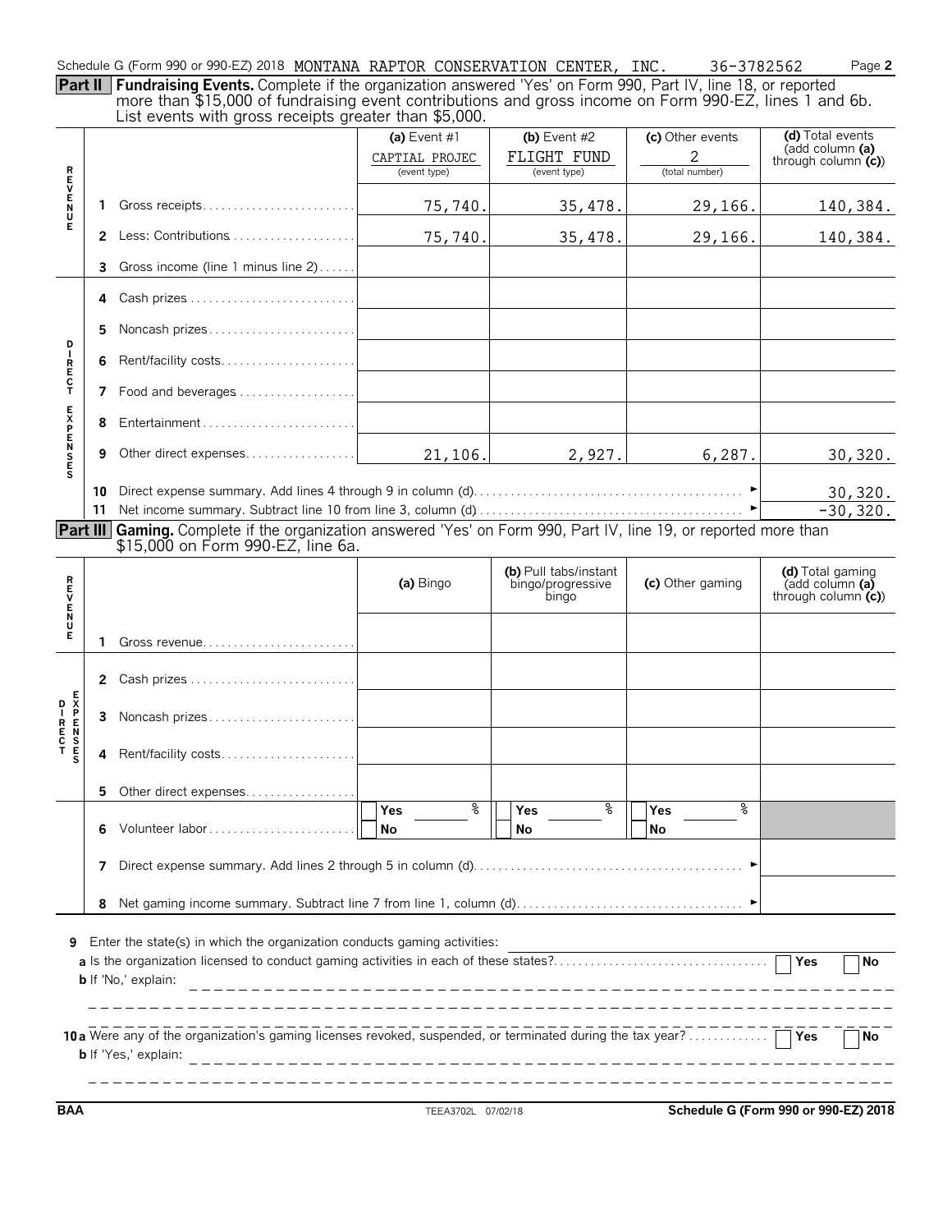Schedule G (Form 990 or 990-EZ) 2018 MONTANA RAPTOR CONSERVATION CENTER, INC. 36-3782562 Page **2**

**Part II** **Fundraising Events.** Complete if the organization answered 'Yes' on Form 990, Part IV, line 18, or reported more than $15,000 of fundraising event contributions and gross income on Form 990-EZ, lines 1 and 6b. List events with gross receipts greater than $5,000.

| | | (a) Event #1 | (b) Event #2 | (c) Other events | (d) Total events (add column (a) through column (c)) |
|---|---|---|---|---|---|
| | | CAPTIAL PROJEC (event type) | FLIGHT FUND (event type) | 2 (total number) | |
| REVENUE | 1 Gross receipts | 75,740. | 35,478. | 29,166. | 140,384. |
| | 2 Less: Contributions | 75,740. | 35,478. | 29,166. | 140,384. |
| | 3 Gross income (line 1 minus line 2) | | | | |
| DIRECT EXPENSES | 4 Cash prizes | | | | |
| | 5 Noncash prizes | | | | |
| | 6 Rent/facility costs | | | | |
| | 7 Food and beverages | | | | |
| | 8 Entertainment | | | | |
| | 9 Other direct expenses | 21,106. | 2,927. | 6,287. | 30,320. |
| | 10 Direct expense summary. Add lines 4 through 9 in column (d) | | | | 30,320. |
| | 11 Net income summary. Subtract line 10 from line 3, column (d) | | | | -30,320. |

**Part III** **Gaming.** Complete if the organization answered 'Yes' on Form 990, Part IV, line 19, or reported more than $15,000 on Form 990-EZ, line 6a.

| | | (a) Bingo | (b) Pull tabs/instant bingo/progressive bingo | (c) Other gaming | (d) Total gaming (add column (a) through column (c)) |
|---|---|---|---|---|---|
| REVENUE | 1 Gross revenue | | | | |
| DIRECT EXPENSES | 2 Cash prizes | | | | |
| | 3 Noncash prizes | | | | |
| | 4 Rent/facility costs | | | | |
| | 5 Other direct expenses | | | | |
| | 6 Volunteer labor | Yes ___ % No | Yes ___ % No | Yes ___ % No | |
| | 7 Direct expense summary. Add lines 2 through 5 in column (d) | | | | |
| | 8 Net gaming income summary. Subtract line 7 from line 1, column (d) | | | | |

**9** Enter the state(s) in which the organization conducts gaming activities:

**a** Is the organization licensed to conduct gaming activities in each of these states? Yes No

**b** If 'No,' explain:

**10a** Were any of the organization's gaming licenses revoked, suspended, or terminated during the tax year? Yes No

**b** If 'Yes,' explain:

BAA TEEA3702L 07/02/18 **Schedule G (Form 990 or 990-EZ) 2018**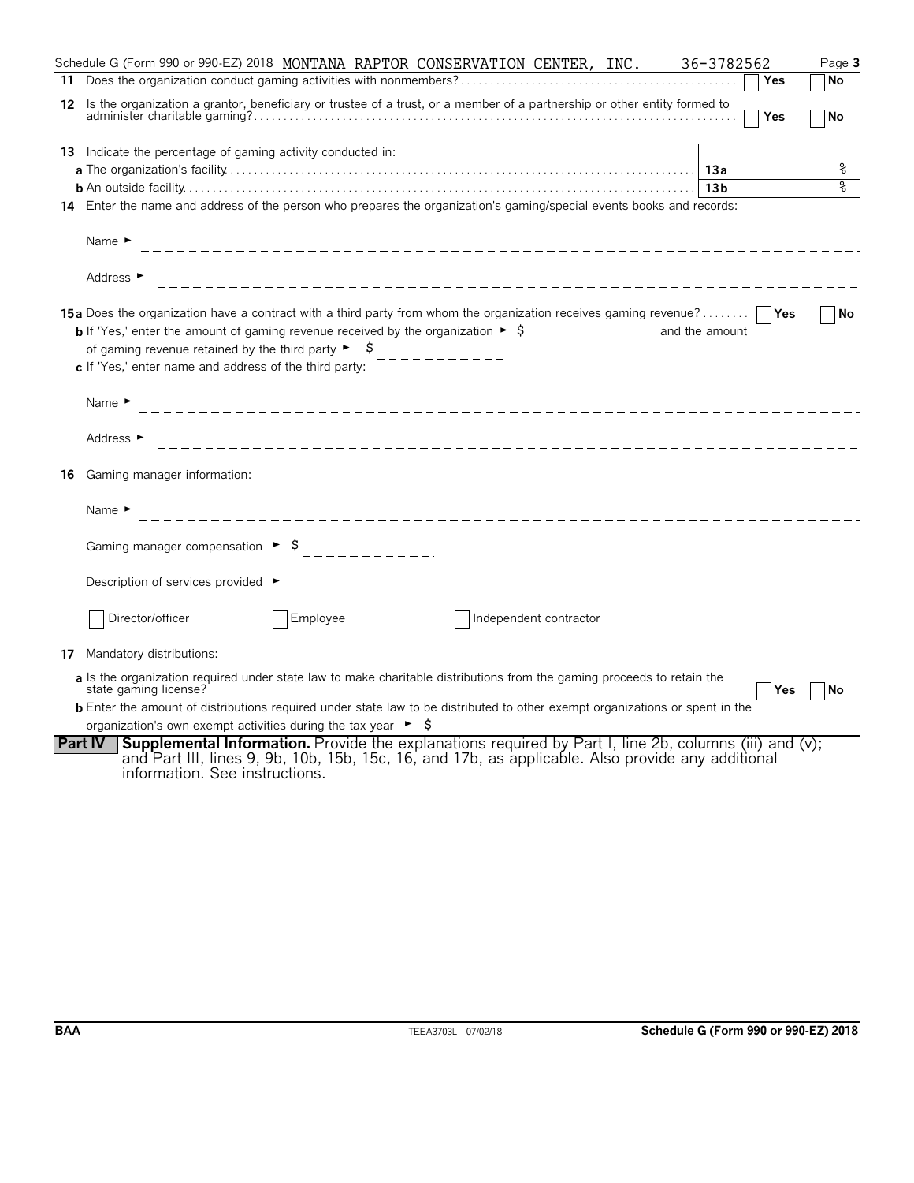Schedule G (Form 990 or 990-EZ) 2018 MONTANA RAPTOR CONSERVATION CENTER, INC. 36-3782562

**11** Does the organization conduct gaming activities with nonmembers? ☐ Yes ☐ No

**12** Is the organization a grantor, beneficiary or trustee of a trust, or a member of a partnership or other entity formed to administer charitable gaming? ☐ Yes ☐ No

**13** Indicate the percentage of gaming activity conducted in:

**a** The organization's facility **13a** %

**b** An outside facility **13b** %

**14** Enter the name and address of the person who prepares the organization's gaming/special events books and records:

Name ►

Address ►

**15a** Does the organization have a contract with a third party from whom the organization receives gaming revenue? ☐ Yes ☐ No

**b** If 'Yes,' enter the amount of gaming revenue received by the organization ► $ and the amount of gaming revenue retained by the third party ► $

**c** If 'Yes,' enter name and address of the third party:

Name ►

Address ►

**16** Gaming manager information:

Name ►

Gaming manager compensation ► $

Description of services provided ►

☐ Director/officer ☐ Employee ☐ Independent contractor

**17** Mandatory distributions:

**a** Is the organization required under state law to make charitable distributions from the gaming proceeds to retain the state gaming license? ☐ Yes ☐ No

**b** Enter the amount of distributions required under state law to be distributed to other exempt organizations or spent in the organization's own exempt activities during the tax year ► $

**Part IV** **Supplemental Information.** Provide the explanations required by Part I, line 2b, columns (iii) and (v); and Part III, lines 9, 9b, 10b, 15b, 15c, 16, and 17b, as applicable. Also provide any additional information. See instructions.

BAA TEEA3703L 07/02/18 **Schedule G (Form 990 or 990-EZ) 2018**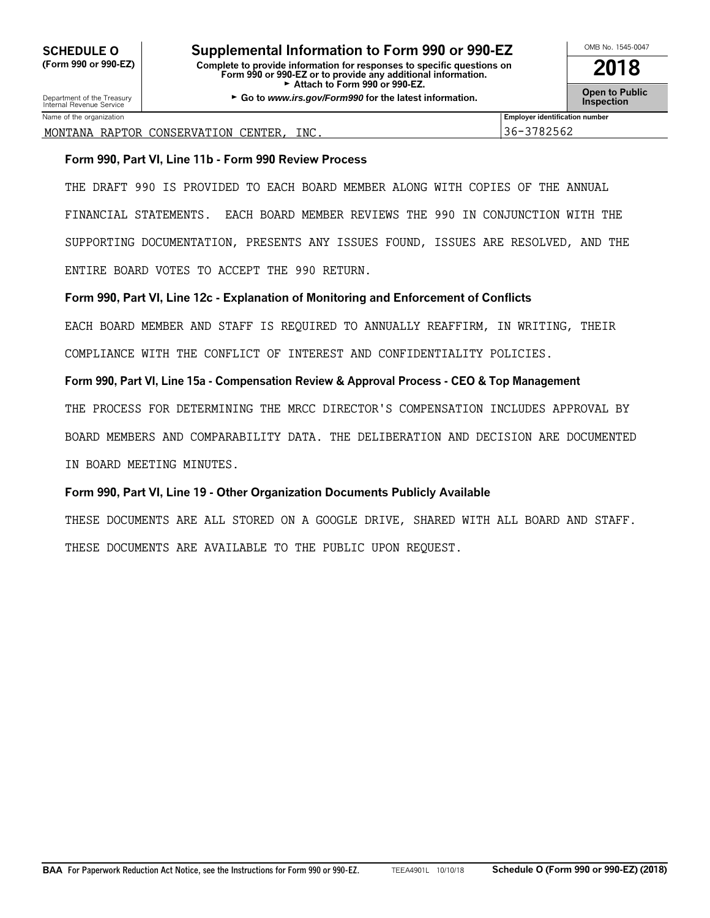**SCHEDULE O (Form 990 or 990-EZ)**

Department of the Treasury
Internal Revenue Service

# Supplemental Information to Form 990 or 990-EZ

**Complete to provide information for responses to specific questions on Form 990 or 990-EZ or to provide any additional information.**
**► Attach to Form 990 or 990-EZ.**
**► Go to *www.irs.gov/Form990* for the latest information.**

OMB No. 1545-0047

**2018**

**Open to Public Inspection**

| Name of the organization | Employer identification number |
|---|---|
| MONTANA RAPTOR CONSERVATION CENTER, INC. | 36-3782562 |

**Form 990, Part VI, Line 11b - Form 990 Review Process**

THE DRAFT 990 IS PROVIDED TO EACH BOARD MEMBER ALONG WITH COPIES OF THE ANNUAL FINANCIAL STATEMENTS. EACH BOARD MEMBER REVIEWS THE 990 IN CONJUNCTION WITH THE SUPPORTING DOCUMENTATION, PRESENTS ANY ISSUES FOUND, ISSUES ARE RESOLVED, AND THE ENTIRE BOARD VOTES TO ACCEPT THE 990 RETURN.

**Form 990, Part VI, Line 12c - Explanation of Monitoring and Enforcement of Conflicts**

EACH BOARD MEMBER AND STAFF IS REQUIRED TO ANNUALLY REAFFIRM, IN WRITING, THEIR COMPLIANCE WITH THE CONFLICT OF INTEREST AND CONFIDENTIALITY POLICIES.

**Form 990, Part VI, Line 15a - Compensation Review & Approval Process - CEO & Top Management**

THE PROCESS FOR DETERMINING THE MRCC DIRECTOR'S COMPENSATION INCLUDES APPROVAL BY BOARD MEMBERS AND COMPARABILITY DATA. THE DELIBERATION AND DECISION ARE DOCUMENTED IN BOARD MEETING MINUTES.

**Form 990, Part VI, Line 19 - Other Organization Documents Publicly Available**

THESE DOCUMENTS ARE ALL STORED ON A GOOGLE DRIVE, SHARED WITH ALL BOARD AND STAFF. THESE DOCUMENTS ARE AVAILABLE TO THE PUBLIC UPON REQUEST.

**BAA** For Paperwork Reduction Act Notice, see the Instructions for Form 990 or 990-EZ. TEEA4901L 10/10/18 **Schedule O (Form 990 or 990-EZ) (2018)**